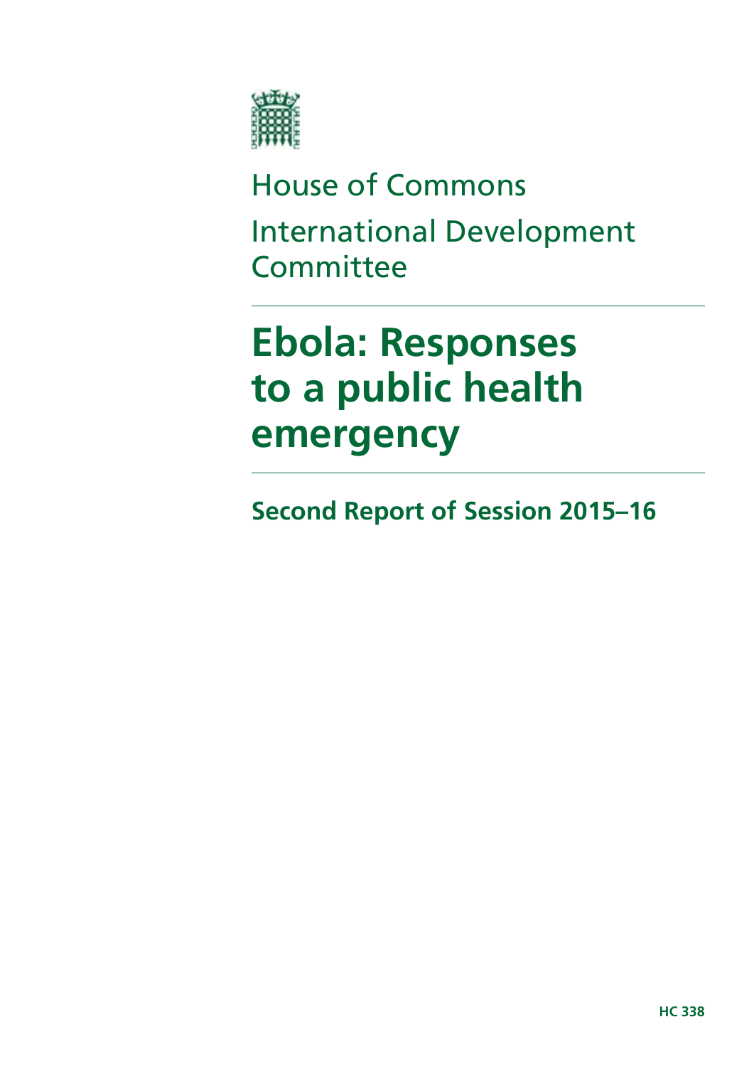House of Commons

International Development Committee

# Ebola: Responses to a public health emergency

## Second Report of Session 2015–16

HC 338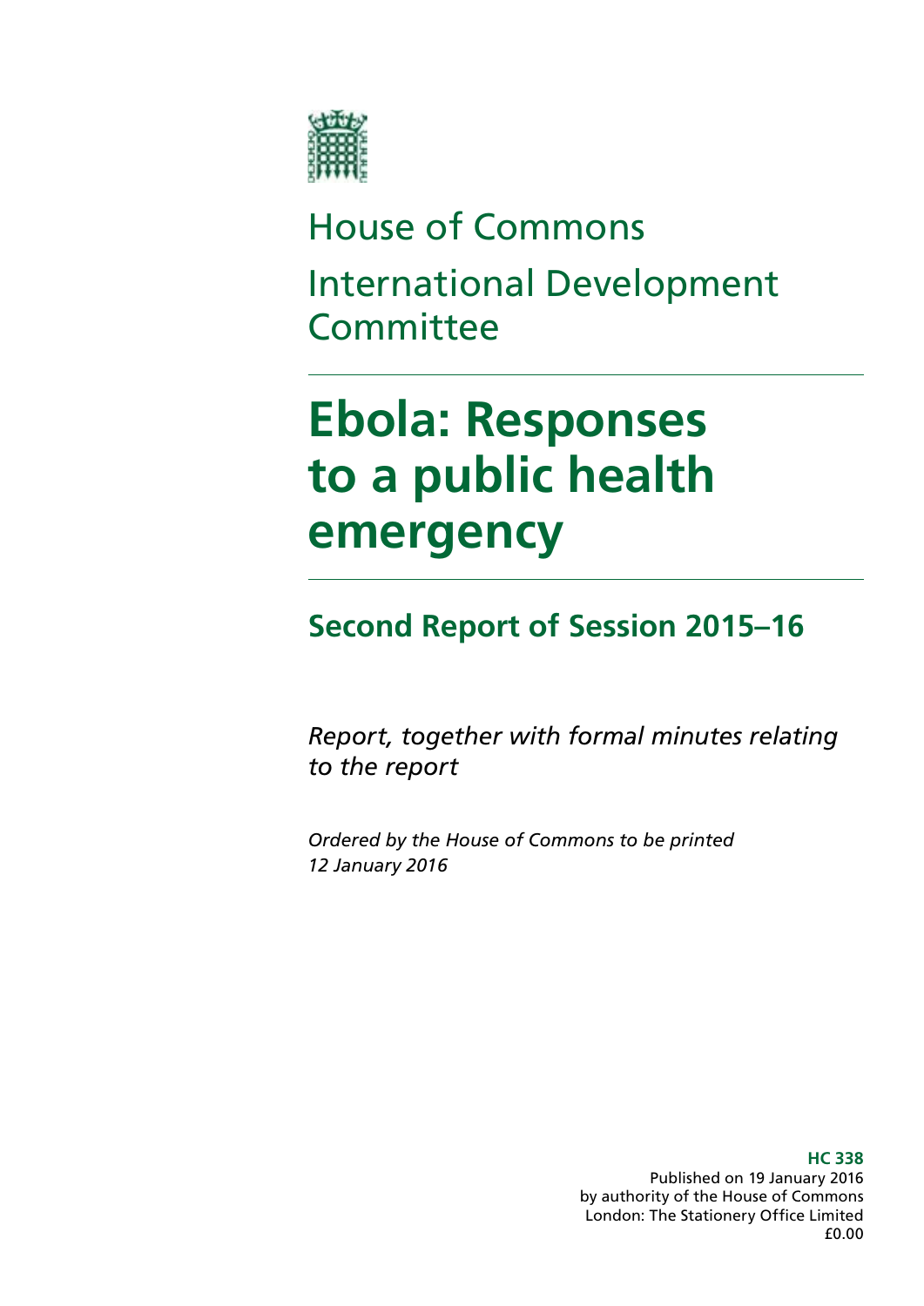# House of Commons

# International Development Committee

# Ebola: Responses to a public health emergency

## Second Report of Session 2015–16

*Report, together with formal minutes relating to the report*

*Ordered by the House of Commons to be printed 12 January 2016*

**HC 338**

Published on 19 January 2016
by authority of the House of Commons
London: The Stationery Office Limited
£0.00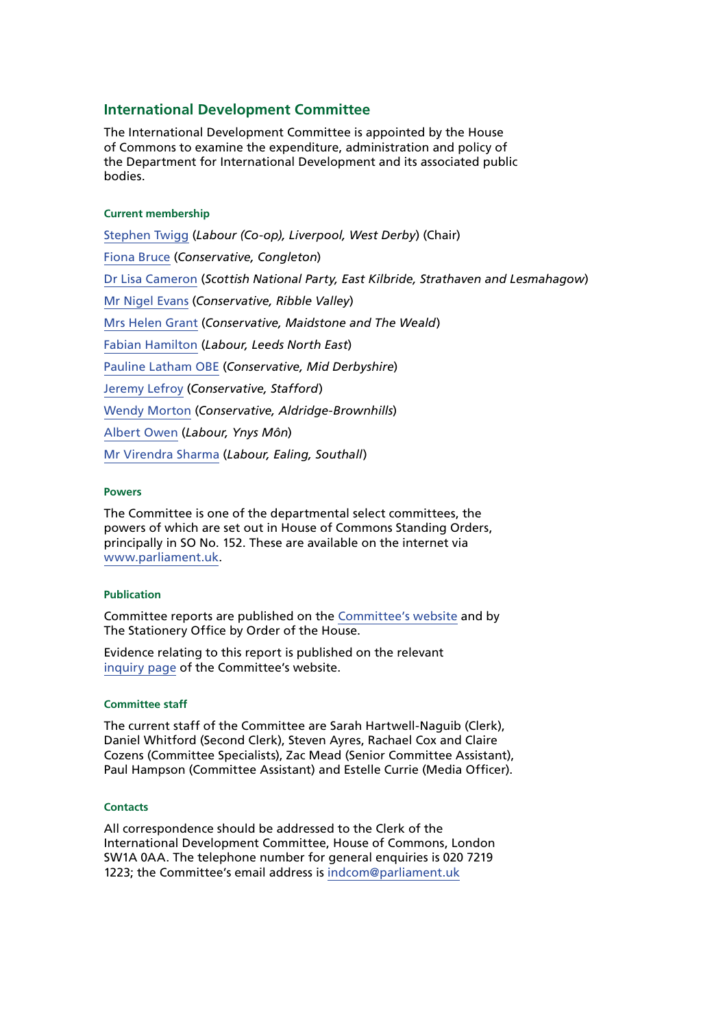## International Development Committee

The International Development Committee is appointed by the House of Commons to examine the expenditure, administration and policy of the Department for International Development and its associated public bodies.

### Current membership

Stephen Twigg (*Labour (Co-op), Liverpool, West Derby*) (Chair)

Fiona Bruce (*Conservative, Congleton*)

Dr Lisa Cameron (*Scottish National Party, East Kilbride, Strathaven and Lesmahagow*)

Mr Nigel Evans (*Conservative, Ribble Valley*)

Mrs Helen Grant (*Conservative, Maidstone and The Weald*)

Fabian Hamilton (*Labour, Leeds North East*)

Pauline Latham OBE (*Conservative, Mid Derbyshire*)

Jeremy Lefroy (*Conservative, Stafford*)

Wendy Morton (*Conservative, Aldridge-Brownhills*)

Albert Owen (*Labour, Ynys Môn*)

Mr Virendra Sharma (*Labour, Ealing, Southall*)

### Powers

The Committee is one of the departmental select committees, the powers of which are set out in House of Commons Standing Orders, principally in SO No. 152. These are available on the internet via www.parliament.uk.

### Publication

Committee reports are published on the Committee's website and by The Stationery Office by Order of the House.

Evidence relating to this report is published on the relevant inquiry page of the Committee's website.

### Committee staff

The current staff of the Committee are Sarah Hartwell-Naguib (Clerk), Daniel Whitford (Second Clerk), Steven Ayres, Rachael Cox and Claire Cozens (Committee Specialists), Zac Mead (Senior Committee Assistant), Paul Hampson (Committee Assistant) and Estelle Currie (Media Officer).

### Contacts

All correspondence should be addressed to the Clerk of the International Development Committee, House of Commons, London SW1A 0AA. The telephone number for general enquiries is 020 7219 1223; the Committee's email address is indcom@parliament.uk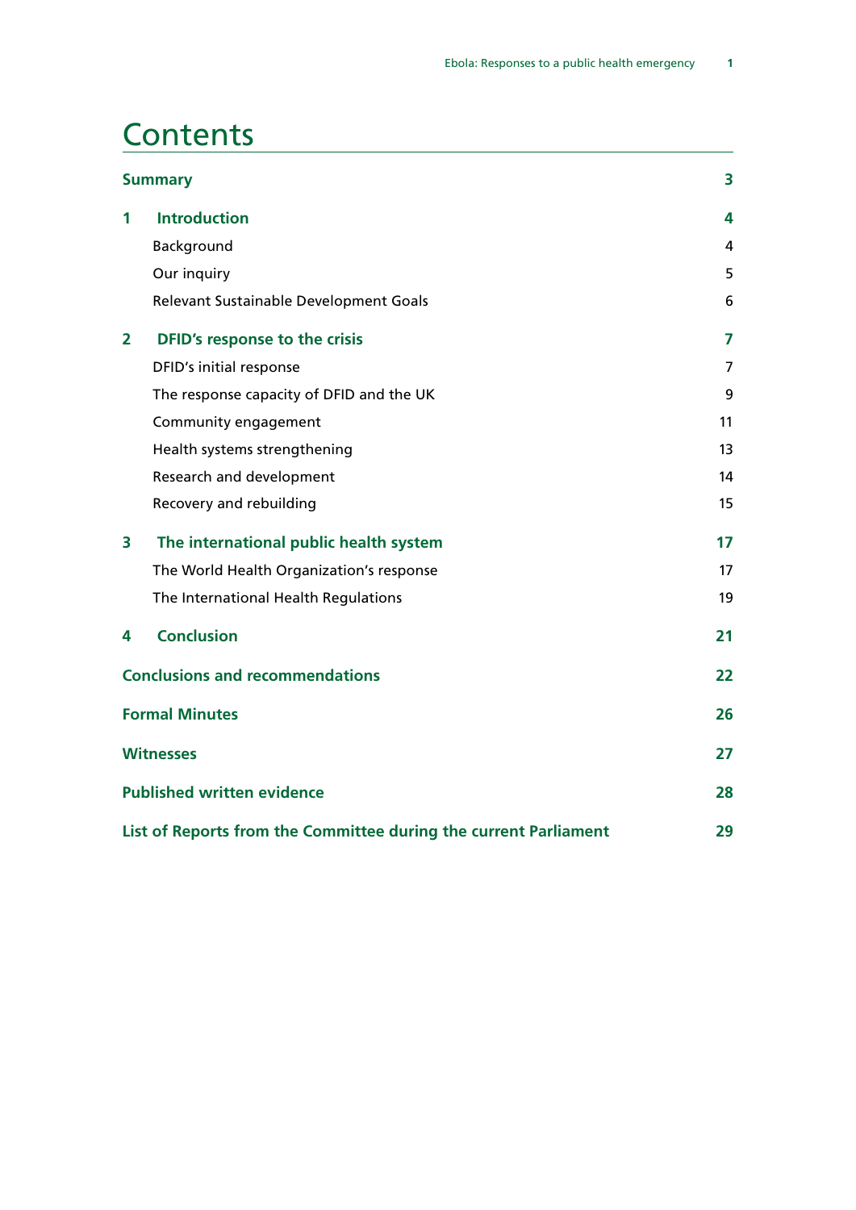# Contents

| | |
|---|---|
| **Summary** | **3** |
| **1 Introduction** | **4** |
| Background | 4 |
| Our inquiry | 5 |
| Relevant Sustainable Development Goals | 6 |
| **2 DFID's response to the crisis** | **7** |
| DFID's initial response | 7 |
| The response capacity of DFID and the UK | 9 |
| Community engagement | 11 |
| Health systems strengthening | 13 |
| Research and development | 14 |
| Recovery and rebuilding | 15 |
| **3 The international public health system** | **17** |
| The World Health Organization's response | 17 |
| The International Health Regulations | 19 |
| **4 Conclusion** | **21** |
| **Conclusions and recommendations** | **22** |
| **Formal Minutes** | **26** |
| **Witnesses** | **27** |
| **Published written evidence** | **28** |
| **List of Reports from the Committee during the current Parliament** | **29** |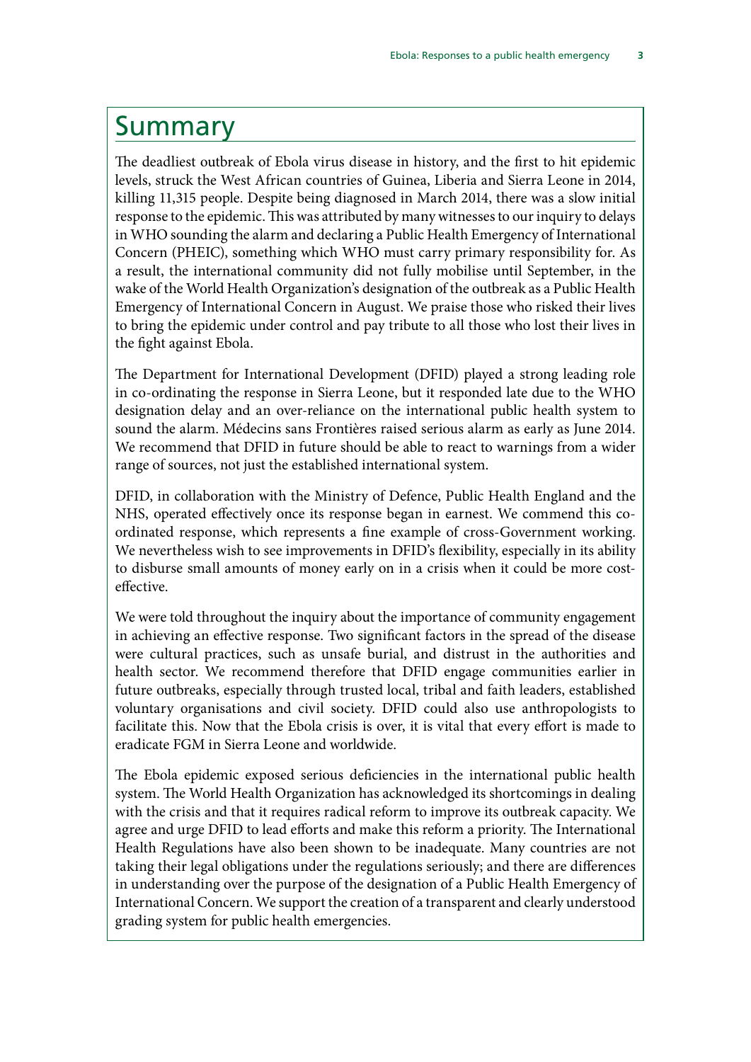# Summary

The deadliest outbreak of Ebola virus disease in history, and the first to hit epidemic levels, struck the West African countries of Guinea, Liberia and Sierra Leone in 2014, killing 11,315 people. Despite being diagnosed in March 2014, there was a slow initial response to the epidemic. This was attributed by many witnesses to our inquiry to delays in WHO sounding the alarm and declaring a Public Health Emergency of International Concern (PHEIC), something which WHO must carry primary responsibility for. As a result, the international community did not fully mobilise until September, in the wake of the World Health Organization's designation of the outbreak as a Public Health Emergency of International Concern in August. We praise those who risked their lives to bring the epidemic under control and pay tribute to all those who lost their lives in the fight against Ebola.

The Department for International Development (DFID) played a strong leading role in co-ordinating the response in Sierra Leone, but it responded late due to the WHO designation delay and an over-reliance on the international public health system to sound the alarm. Médecins sans Frontières raised serious alarm as early as June 2014. We recommend that DFID in future should be able to react to warnings from a wider range of sources, not just the established international system.

DFID, in collaboration with the Ministry of Defence, Public Health England and the NHS, operated effectively once its response began in earnest. We commend this co-ordinated response, which represents a fine example of cross-Government working. We nevertheless wish to see improvements in DFID's flexibility, especially in its ability to disburse small amounts of money early on in a crisis when it could be more cost-effective.

We were told throughout the inquiry about the importance of community engagement in achieving an effective response. Two significant factors in the spread of the disease were cultural practices, such as unsafe burial, and distrust in the authorities and health sector. We recommend therefore that DFID engage communities earlier in future outbreaks, especially through trusted local, tribal and faith leaders, established voluntary organisations and civil society. DFID could also use anthropologists to facilitate this. Now that the Ebola crisis is over, it is vital that every effort is made to eradicate FGM in Sierra Leone and worldwide.

The Ebola epidemic exposed serious deficiencies in the international public health system. The World Health Organization has acknowledged its shortcomings in dealing with the crisis and that it requires radical reform to improve its outbreak capacity. We agree and urge DFID to lead efforts and make this reform a priority. The International Health Regulations have also been shown to be inadequate. Many countries are not taking their legal obligations under the regulations seriously; and there are differences in understanding over the purpose of the designation of a Public Health Emergency of International Concern. We support the creation of a transparent and clearly understood grading system for public health emergencies.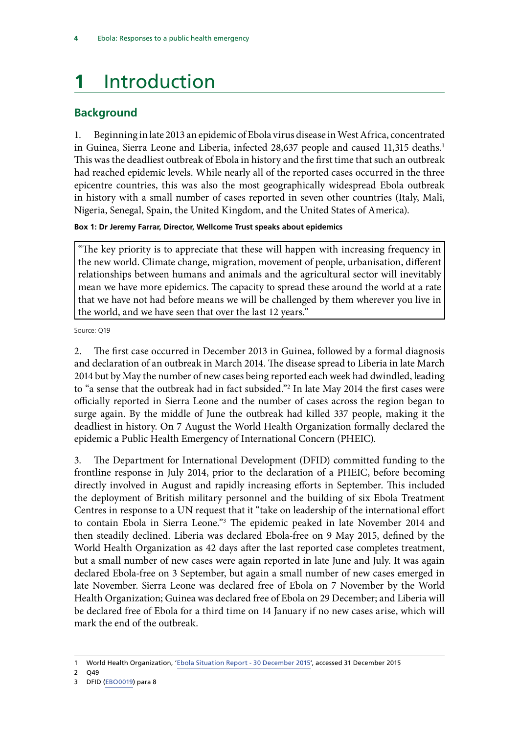# 1 Introduction

## Background

1. Beginning in late 2013 an epidemic of Ebola virus disease in West Africa, concentrated in Guinea, Sierra Leone and Liberia, infected 28,637 people and caused 11,315 deaths.[1] This was the deadliest outbreak of Ebola in history and the first time that such an outbreak had reached epidemic levels. While nearly all of the reported cases occurred in the three epicentre countries, this was also the most geographically widespread Ebola outbreak in history with a small number of cases reported in seven other countries (Italy, Mali, Nigeria, Senegal, Spain, the United Kingdom, and the United States of America).

**Box 1: Dr Jeremy Farrar, Director, Wellcome Trust speaks about epidemics**

> "The key priority is to appreciate that these will happen with increasing frequency in the new world. Climate change, migration, movement of people, urbanisation, different relationships between humans and animals and the agricultural sector will inevitably mean we have more epidemics. The capacity to spread these around the world at a rate that we have not had before means we will be challenged by them wherever you live in the world, and we have seen that over the last 12 years."

Source: Q19

2. The first case occurred in December 2013 in Guinea, followed by a formal diagnosis and declaration of an outbreak in March 2014. The disease spread to Liberia in late March 2014 but by May the number of new cases being reported each week had dwindled, leading to "a sense that the outbreak had in fact subsided."[2] In late May 2014 the first cases were officially reported in Sierra Leone and the number of cases across the region began to surge again. By the middle of June the outbreak had killed 337 people, making it the deadliest in history. On 7 August the World Health Organization formally declared the epidemic a Public Health Emergency of International Concern (PHEIC).

3. The Department for International Development (DFID) committed funding to the frontline response in July 2014, prior to the declaration of a PHEIC, before becoming directly involved in August and rapidly increasing efforts in September. This included the deployment of British military personnel and the building of six Ebola Treatment Centres in response to a UN request that it "take on leadership of the international effort to contain Ebola in Sierra Leone."[3] The epidemic peaked in late November 2014 and then steadily declined. Liberia was declared Ebola-free on 9 May 2015, defined by the World Health Organization as 42 days after the last reported case completes treatment, but a small number of new cases were again reported in late June and July. It was again declared Ebola-free on 3 September, but again a small number of new cases emerged in late November. Sierra Leone was declared free of Ebola on 7 November by the World Health Organization; Guinea was declared free of Ebola on 29 December; and Liberia will be declared free of Ebola for a third time on 14 January if no new cases arise, which will mark the end of the outbreak.

---

1 World Health Organization, 'Ebola Situation Report - 30 December 2015', accessed 31 December 2015

2 Q49

3 DFID (EBO0019) para 8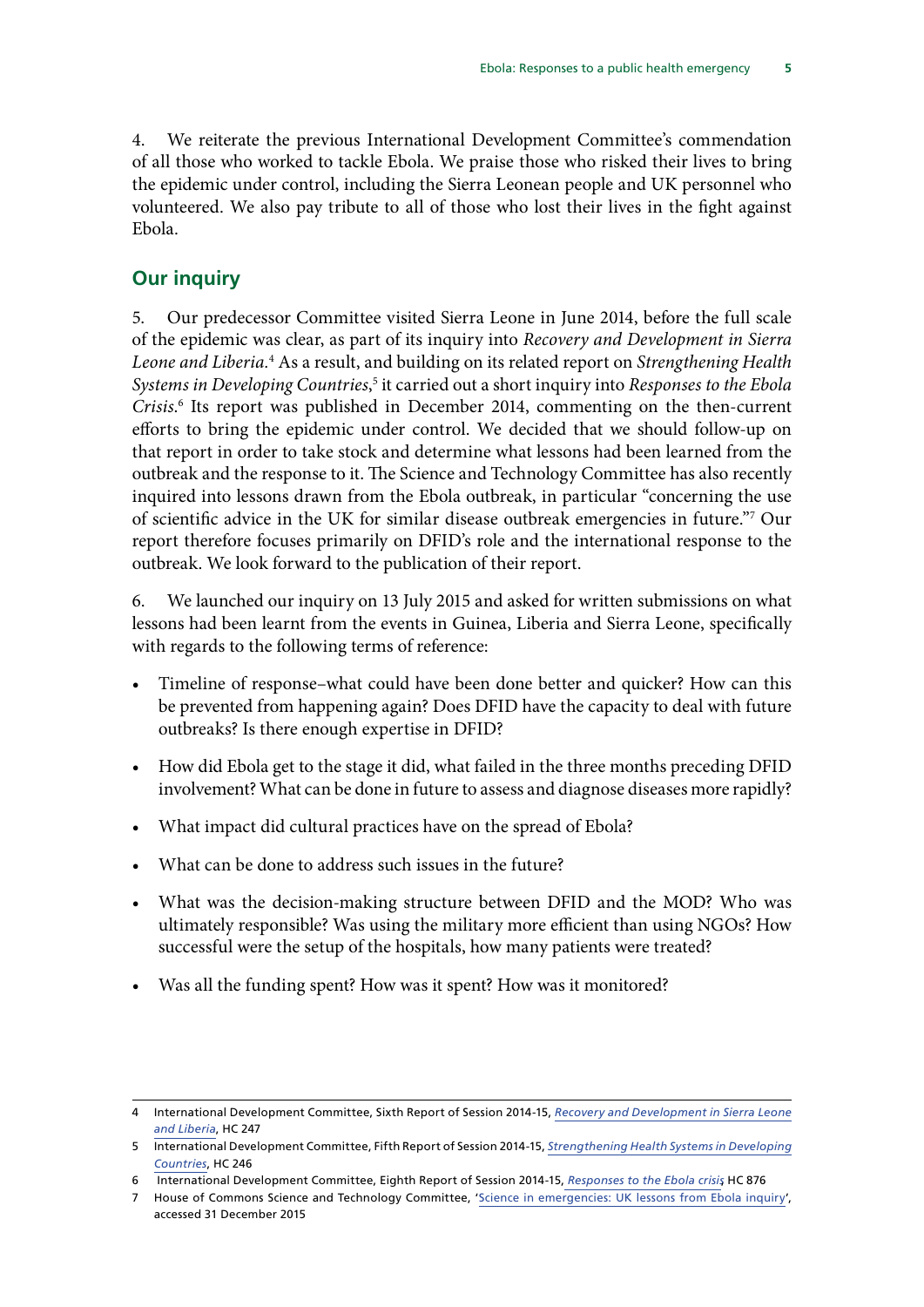4. We reiterate the previous International Development Committee's commendation of all those who worked to tackle Ebola. We praise those who risked their lives to bring the epidemic under control, including the Sierra Leonean people and UK personnel who volunteered. We also pay tribute to all of those who lost their lives in the fight against Ebola.

## Our inquiry

5. Our predecessor Committee visited Sierra Leone in June 2014, before the full scale of the epidemic was clear, as part of its inquiry into *Recovery and Development in Sierra Leone and Liberia*.[4] As a result, and building on its related report on *Strengthening Health Systems in Developing Countries*,[5] it carried out a short inquiry into *Responses to the Ebola Crisis*.[6] Its report was published in December 2014, commenting on the then-current efforts to bring the epidemic under control. We decided that we should follow-up on that report in order to take stock and determine what lessons had been learned from the outbreak and the response to it. The Science and Technology Committee has also recently inquired into lessons drawn from the Ebola outbreak, in particular "concerning the use of scientific advice in the UK for similar disease outbreak emergencies in future."[7] Our report therefore focuses primarily on DFID's role and the international response to the outbreak. We look forward to the publication of their report.

6. We launched our inquiry on 13 July 2015 and asked for written submissions on what lessons had been learnt from the events in Guinea, Liberia and Sierra Leone, specifically with regards to the following terms of reference:

- Timeline of response–what could have been done better and quicker? How can this be prevented from happening again? Does DFID have the capacity to deal with future outbreaks? Is there enough expertise in DFID?
- How did Ebola get to the stage it did, what failed in the three months preceding DFID involvement? What can be done in future to assess and diagnose diseases more rapidly?
- What impact did cultural practices have on the spread of Ebola?
- What can be done to address such issues in the future?
- What was the decision-making structure between DFID and the MOD? Who was ultimately responsible? Was using the military more efficient than using NGOs? How successful were the setup of the hospitals, how many patients were treated?
- Was all the funding spent? How was it spent? How was it monitored?

---

4 International Development Committee, Sixth Report of Session 2014-15, *Recovery and Development in Sierra Leone and Liberia*, HC 247

5 International Development Committee, Fifth Report of Session 2014-15, *Strengthening Health Systems in Developing Countries*, HC 246

6 International Development Committee, Eighth Report of Session 2014-15, *Responses to the Ebola crisis*, HC 876

7 House of Commons Science and Technology Committee, 'Science in emergencies: UK lessons from Ebola inquiry', accessed 31 December 2015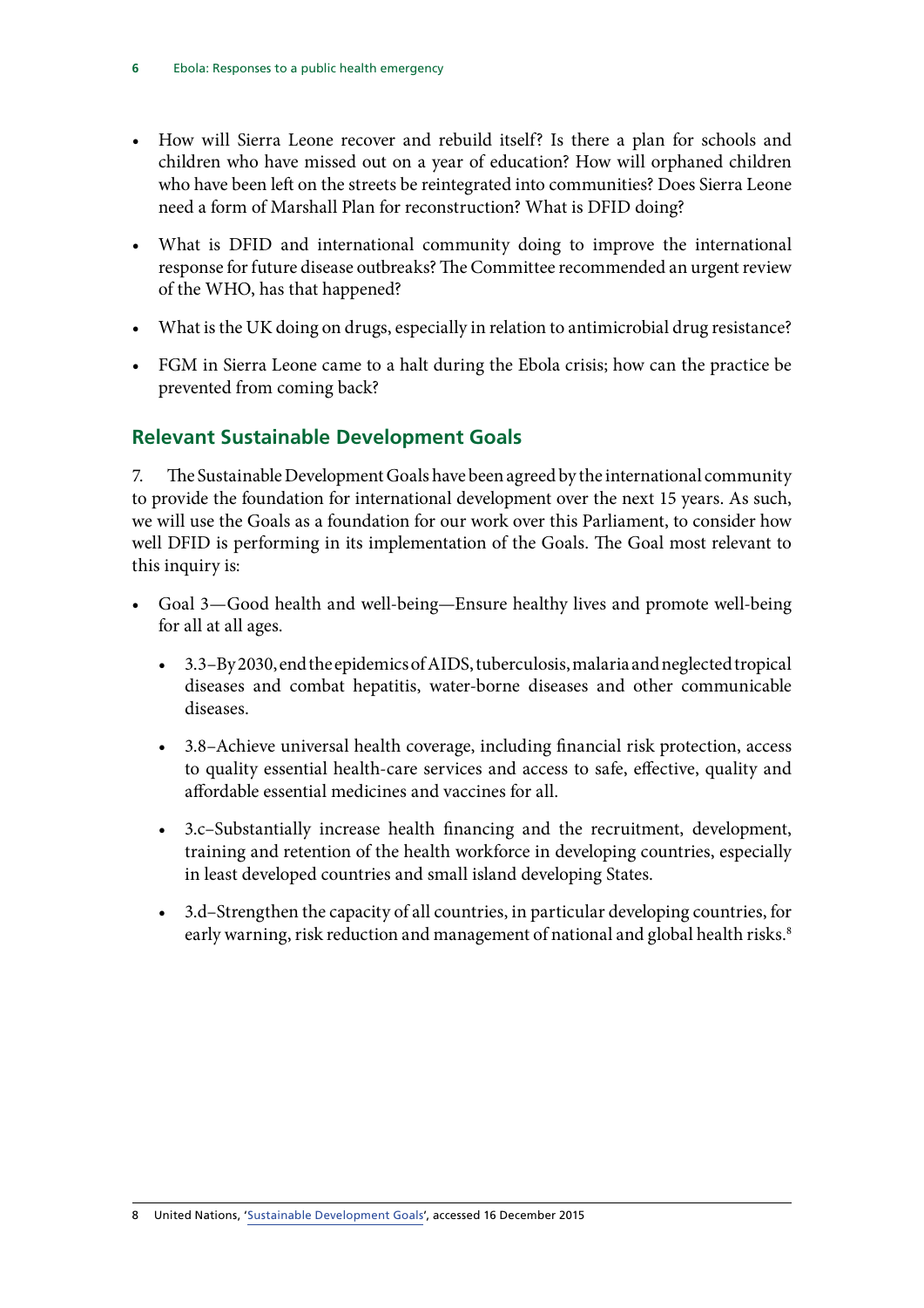- How will Sierra Leone recover and rebuild itself? Is there a plan for schools and children who have missed out on a year of education? How will orphaned children who have been left on the streets be reintegrated into communities? Does Sierra Leone need a form of Marshall Plan for reconstruction? What is DFID doing?
- What is DFID and international community doing to improve the international response for future disease outbreaks? The Committee recommended an urgent review of the WHO, has that happened?
- What is the UK doing on drugs, especially in relation to antimicrobial drug resistance?
- FGM in Sierra Leone came to a halt during the Ebola crisis; how can the practice be prevented from coming back?

## Relevant Sustainable Development Goals

7. The Sustainable Development Goals have been agreed by the international community to provide the foundation for international development over the next 15 years. As such, we will use the Goals as a foundation for our work over this Parliament, to consider how well DFID is performing in its implementation of the Goals. The Goal most relevant to this inquiry is:

- Goal 3—Good health and well-being—Ensure healthy lives and promote well-being for all at all ages.
  - 3.3–By 2030, end the epidemics of AIDS, tuberculosis, malaria and neglected tropical diseases and combat hepatitis, water-borne diseases and other communicable diseases.
  - 3.8–Achieve universal health coverage, including financial risk protection, access to quality essential health-care services and access to safe, effective, quality and affordable essential medicines and vaccines for all.
  - 3.c–Substantially increase health financing and the recruitment, development, training and retention of the health workforce in developing countries, especially in least developed countries and small island developing States.
  - 3.d–Strengthen the capacity of all countries, in particular developing countries, for early warning, risk reduction and management of national and global health risks.[8]

8 United Nations, 'Sustainable Development Goals', accessed 16 December 2015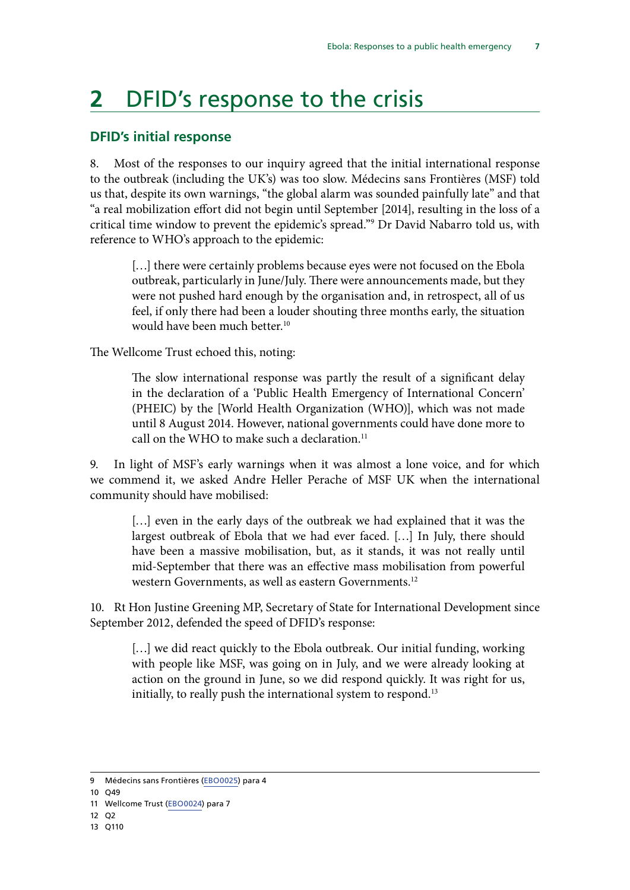# 2 DFID's response to the crisis

## DFID's initial response

8. Most of the responses to our inquiry agreed that the initial international response to the outbreak (including the UK's) was too slow. Médecins sans Frontières (MSF) told us that, despite its own warnings, "the global alarm was sounded painfully late" and that "a real mobilization effort did not begin until September [2014], resulting in the loss of a critical time window to prevent the epidemic's spread."[9] Dr David Nabarro told us, with reference to WHO's approach to the epidemic:

> […] there were certainly problems because eyes were not focused on the Ebola outbreak, particularly in June/July. There were announcements made, but they were not pushed hard enough by the organisation and, in retrospect, all of us feel, if only there had been a louder shouting three months early, the situation would have been much better.[10]

The Wellcome Trust echoed this, noting:

> The slow international response was partly the result of a significant delay in the declaration of a 'Public Health Emergency of International Concern' (PHEIC) by the [World Health Organization (WHO)], which was not made until 8 August 2014. However, national governments could have done more to call on the WHO to make such a declaration.[11]

9. In light of MSF's early warnings when it was almost a lone voice, and for which we commend it, we asked Andre Heller Perache of MSF UK when the international community should have mobilised:

> […] even in the early days of the outbreak we had explained that it was the largest outbreak of Ebola that we had ever faced. […] In July, there should have been a massive mobilisation, but, as it stands, it was not really until mid-September that there was an effective mass mobilisation from powerful western Governments, as well as eastern Governments.[12]

10. Rt Hon Justine Greening MP, Secretary of State for International Development since September 2012, defended the speed of DFID's response:

> […] we did react quickly to the Ebola outbreak. Our initial funding, working with people like MSF, was going on in July, and we were already looking at action on the ground in June, so we did respond quickly. It was right for us, initially, to really push the international system to respond.[13]

---

9 Médecins sans Frontières (EBO0025) para 4

10 Q49

11 Wellcome Trust (EBO0024) para 7

12 Q2

13 Q110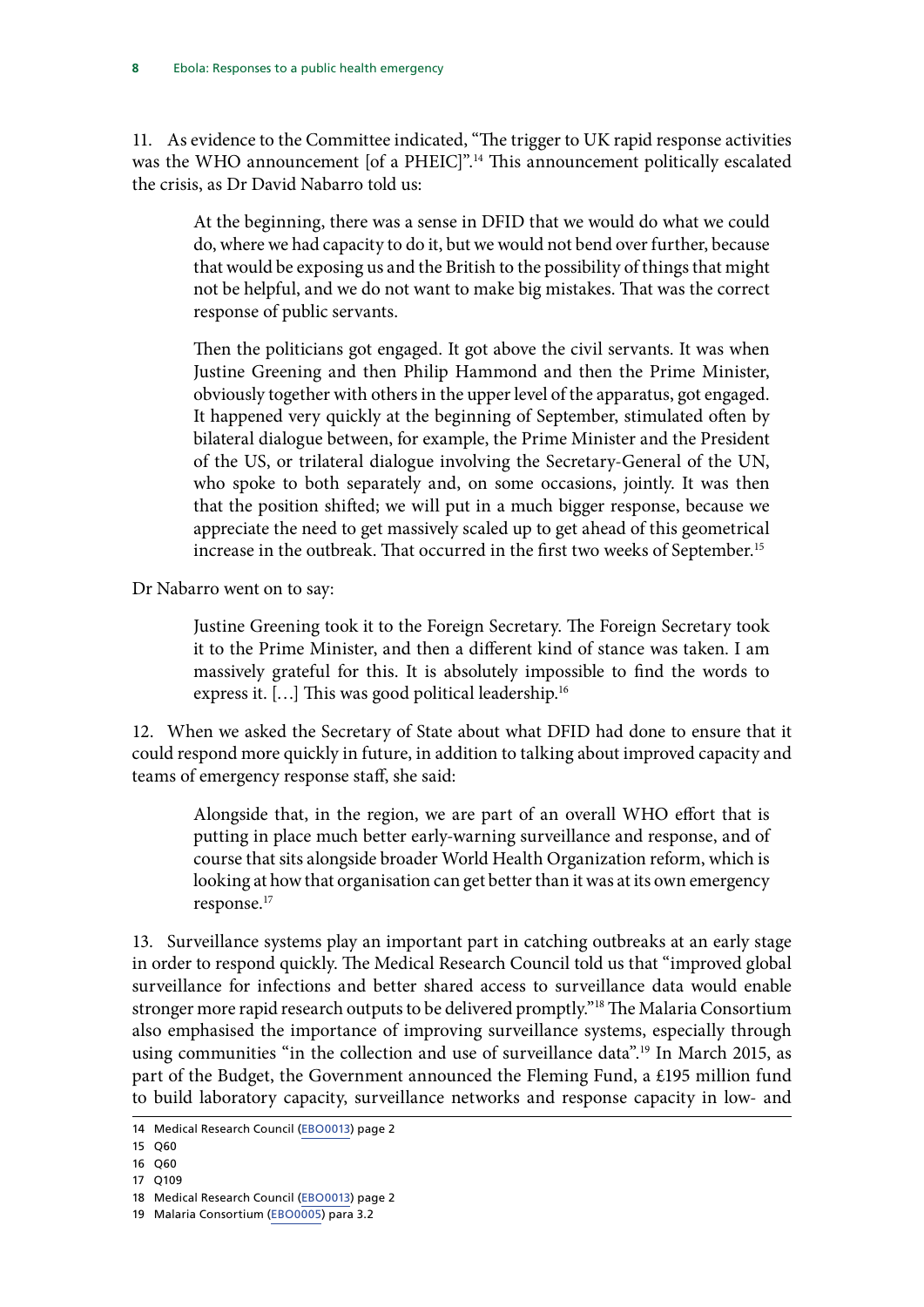11. As evidence to the Committee indicated, "The trigger to UK rapid response activities was the WHO announcement [of a PHEIC]".[14] This announcement politically escalated the crisis, as Dr David Nabarro told us:

> At the beginning, there was a sense in DFID that we would do what we could do, where we had capacity to do it, but we would not bend over further, because that would be exposing us and the British to the possibility of things that might not be helpful, and we do not want to make big mistakes. That was the correct response of public servants.
>
> Then the politicians got engaged. It got above the civil servants. It was when Justine Greening and then Philip Hammond and then the Prime Minister, obviously together with others in the upper level of the apparatus, got engaged. It happened very quickly at the beginning of September, stimulated often by bilateral dialogue between, for example, the Prime Minister and the President of the US, or trilateral dialogue involving the Secretary-General of the UN, who spoke to both separately and, on some occasions, jointly. It was then that the position shifted; we will put in a much bigger response, because we appreciate the need to get massively scaled up to get ahead of this geometrical increase in the outbreak. That occurred in the first two weeks of September.[15]

Dr Nabarro went on to say:

> Justine Greening took it to the Foreign Secretary. The Foreign Secretary took it to the Prime Minister, and then a different kind of stance was taken. I am massively grateful for this. It is absolutely impossible to find the words to express it. […] This was good political leadership.[16]

12. When we asked the Secretary of State about what DFID had done to ensure that it could respond more quickly in future, in addition to talking about improved capacity and teams of emergency response staff, she said:

> Alongside that, in the region, we are part of an overall WHO effort that is putting in place much better early-warning surveillance and response, and of course that sits alongside broader World Health Organization reform, which is looking at how that organisation can get better than it was at its own emergency response.[17]

13. Surveillance systems play an important part in catching outbreaks at an early stage in order to respond quickly. The Medical Research Council told us that "improved global surveillance for infections and better shared access to surveillance data would enable stronger more rapid research outputs to be delivered promptly."[18] The Malaria Consortium also emphasised the importance of improving surveillance systems, especially through using communities "in the collection and use of surveillance data".[19] In March 2015, as part of the Budget, the Government announced the Fleming Fund, a £195 million fund to build laboratory capacity, surveillance networks and response capacity in low- and

---

14 Medical Research Council (EBO0013) page 2

15 Q60

16 Q60

17 Q109

18 Medical Research Council (EBO0013) page 2

19 Malaria Consortium (EBO0005) para 3.2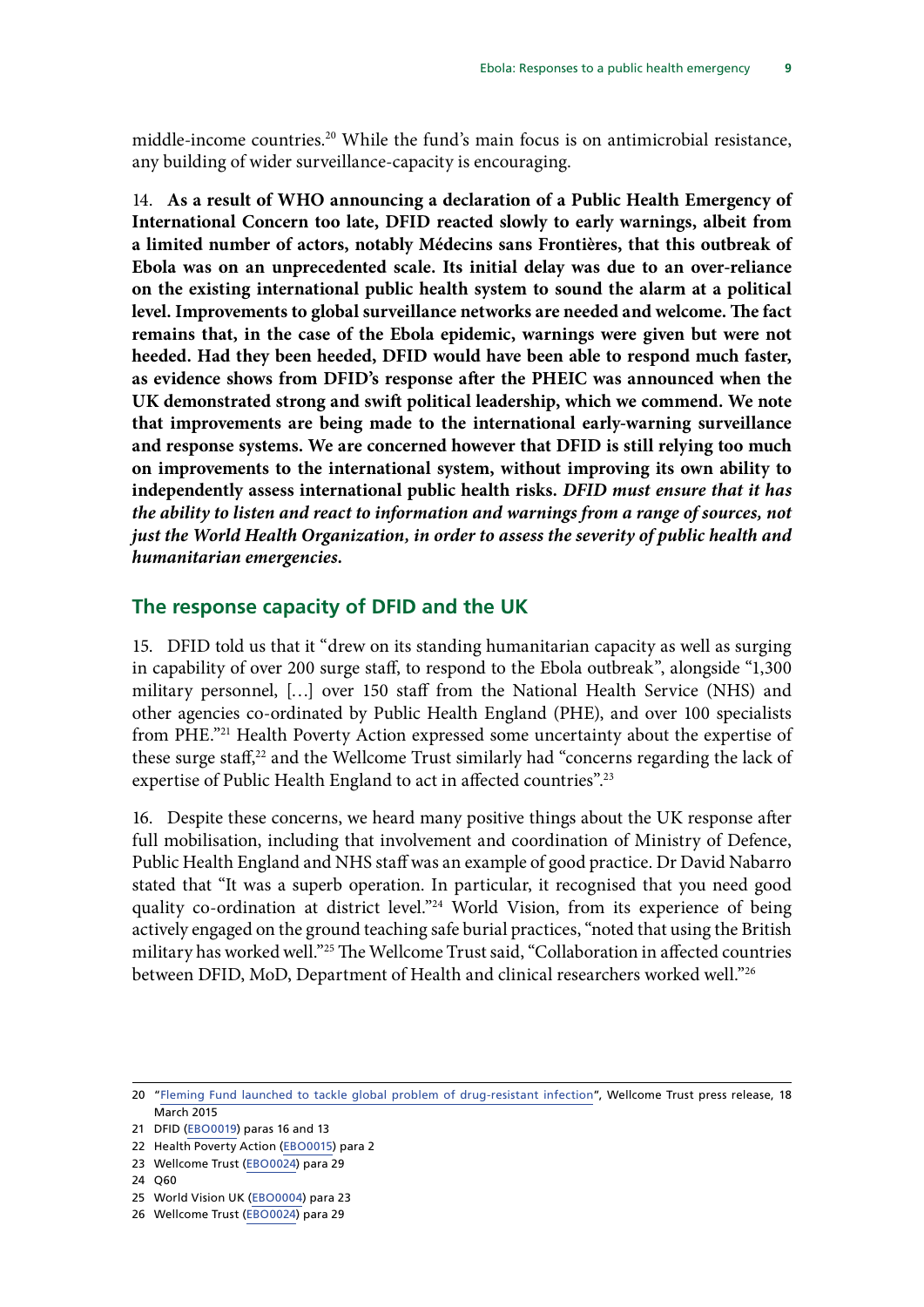middle-income countries.[20] While the fund's main focus is on antimicrobial resistance, any building of wider surveillance-capacity is encouraging.

14. **As a result of WHO announcing a declaration of a Public Health Emergency of International Concern too late, DFID reacted slowly to early warnings, albeit from a limited number of actors, notably Médecins sans Frontières, that this outbreak of Ebola was on an unprecedented scale. Its initial delay was due to an over-reliance on the existing international public health system to sound the alarm at a political level. Improvements to global surveillance networks are needed and welcome. The fact remains that, in the case of the Ebola epidemic, warnings were given but were not heeded. Had they been heeded, DFID would have been able to respond much faster, as evidence shows from DFID's response after the PHEIC was announced when the UK demonstrated strong and swift political leadership, which we commend. We note that improvements are being made to the international early-warning surveillance and response systems. We are concerned however that DFID is still relying too much on improvements to the international system, without improving its own ability to independently assess international public health risks.** ***DFID must ensure that it has the ability to listen and react to information and warnings from a range of sources, not just the World Health Organization, in order to assess the severity of public health and humanitarian emergencies.***

## The response capacity of DFID and the UK

15. DFID told us that it "drew on its standing humanitarian capacity as well as surging in capability of over 200 surge staff, to respond to the Ebola outbreak", alongside "1,300 military personnel, […] over 150 staff from the National Health Service (NHS) and other agencies co-ordinated by Public Health England (PHE), and over 100 specialists from PHE."[21] Health Poverty Action expressed some uncertainty about the expertise of these surge staff,[22] and the Wellcome Trust similarly had "concerns regarding the lack of expertise of Public Health England to act in affected countries".[23]

16. Despite these concerns, we heard many positive things about the UK response after full mobilisation, including that involvement and coordination of Ministry of Defence, Public Health England and NHS staff was an example of good practice. Dr David Nabarro stated that "It was a superb operation. In particular, it recognised that you need good quality co-ordination at district level."[24] World Vision, from its experience of being actively engaged on the ground teaching safe burial practices, "noted that using the British military has worked well."[25] The Wellcome Trust said, "Collaboration in affected countries between DFID, MoD, Department of Health and clinical researchers worked well."[26]

20 "Fleming Fund launched to tackle global problem of drug-resistant infection", Wellcome Trust press release, 18 March 2015

21 DFID (EBO0019) paras 16 and 13

22 Health Poverty Action (EBO0015) para 2

23 Wellcome Trust (EBO0024) para 29

24 Q60

25 World Vision UK (EBO0004) para 23

26 Wellcome Trust (EBO0024) para 29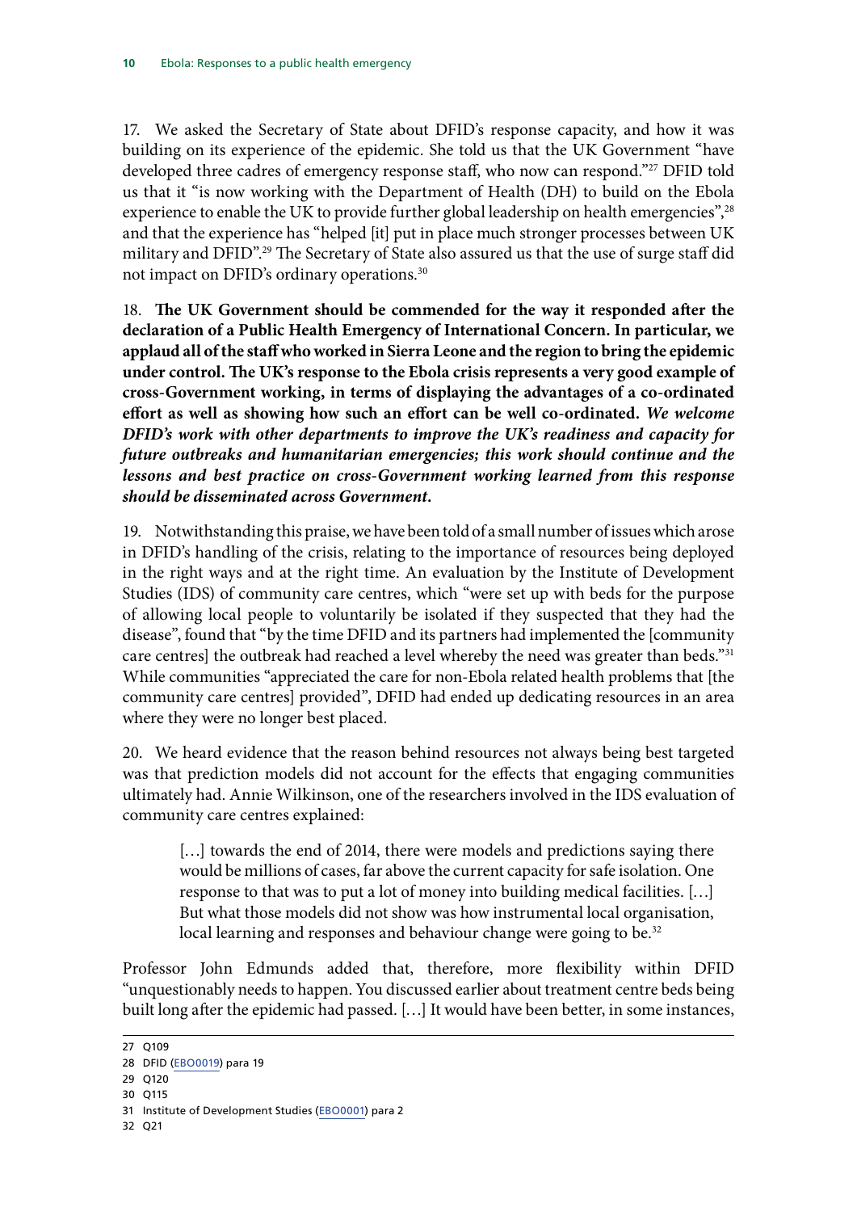17. We asked the Secretary of State about DFID's response capacity, and how it was building on its experience of the epidemic. She told us that the UK Government "have developed three cadres of emergency response staff, who now can respond."[27] DFID told us that it "is now working with the Department of Health (DH) to build on the Ebola experience to enable the UK to provide further global leadership on health emergencies",[28] and that the experience has "helped [it] put in place much stronger processes between UK military and DFID".[29] The Secretary of State also assured us that the use of surge staff did not impact on DFID's ordinary operations.[30]

18. **The UK Government should be commended for the way it responded after the declaration of a Public Health Emergency of International Concern. In particular, we applaud all of the staff who worked in Sierra Leone and the region to bring the epidemic under control. The UK's response to the Ebola crisis represents a very good example of cross-Government working, in terms of displaying the advantages of a co-ordinated effort as well as showing how such an effort can be well co-ordinated.** ***We welcome DFID's work with other departments to improve the UK's readiness and capacity for future outbreaks and humanitarian emergencies; this work should continue and the lessons and best practice on cross-Government working learned from this response should be disseminated across Government.***

19. Notwithstanding this praise, we have been told of a small number of issues which arose in DFID's handling of the crisis, relating to the importance of resources being deployed in the right ways and at the right time. An evaluation by the Institute of Development Studies (IDS) of community care centres, which "were set up with beds for the purpose of allowing local people to voluntarily be isolated if they suspected that they had the disease", found that "by the time DFID and its partners had implemented the [community care centres] the outbreak had reached a level whereby the need was greater than beds."[31] While communities "appreciated the care for non-Ebola related health problems that [the community care centres] provided", DFID had ended up dedicating resources in an area where they were no longer best placed.

20. We heard evidence that the reason behind resources not always being best targeted was that prediction models did not account for the effects that engaging communities ultimately had. Annie Wilkinson, one of the researchers involved in the IDS evaluation of community care centres explained:

> […] towards the end of 2014, there were models and predictions saying there would be millions of cases, far above the current capacity for safe isolation. One response to that was to put a lot of money into building medical facilities. […] But what those models did not show was how instrumental local organisation, local learning and responses and behaviour change were going to be.[32]

Professor John Edmunds added that, therefore, more flexibility within DFID "unquestionably needs to happen. You discussed earlier about treatment centre beds being built long after the epidemic had passed. […] It would have been better, in some instances,

27 Q109

28 DFID (EBO0019) para 19

29 Q120

30 Q115

31 Institute of Development Studies (EBO0001) para 2

32 Q21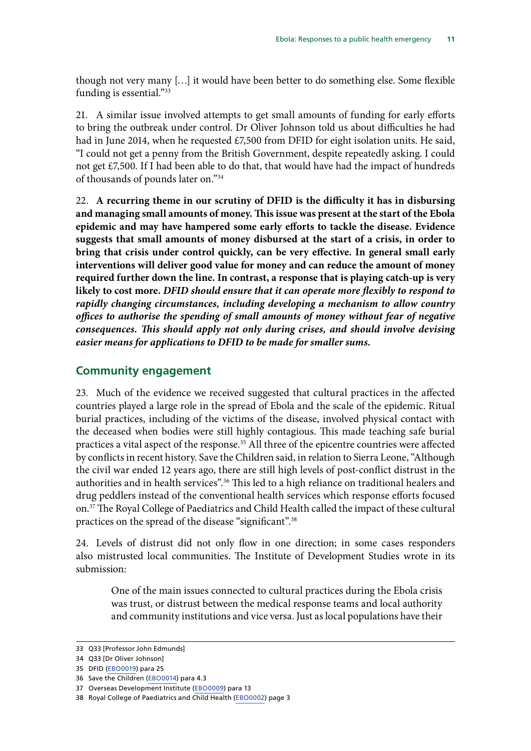though not very many […] it would have been better to do something else. Some flexible funding is essential."[33]

21. A similar issue involved attempts to get small amounts of funding for early efforts to bring the outbreak under control. Dr Oliver Johnson told us about difficulties he had had in June 2014, when he requested £7,500 from DFID for eight isolation units. He said, "I could not get a penny from the British Government, despite repeatedly asking. I could not get £7,500. If I had been able to do that, that would have had the impact of hundreds of thousands of pounds later on."[34]

22. **A recurring theme in our scrutiny of DFID is the difficulty it has in disbursing and managing small amounts of money. This issue was present at the start of the Ebola epidemic and may have hampered some early efforts to tackle the disease. Evidence suggests that small amounts of money disbursed at the start of a crisis, in order to bring that crisis under control quickly, can be very effective. In general small early interventions will deliver good value for money and can reduce the amount of money required further down the line. In contrast, a response that is playing catch-up is very likely to cost more.** ***DFID should ensure that it can operate more flexibly to respond to rapidly changing circumstances, including developing a mechanism to allow country offices to authorise the spending of small amounts of money without fear of negative consequences. This should apply not only during crises, and should involve devising easier means for applications to DFID to be made for smaller sums.***

## Community engagement

23. Much of the evidence we received suggested that cultural practices in the affected countries played a large role in the spread of Ebola and the scale of the epidemic. Ritual burial practices, including of the victims of the disease, involved physical contact with the deceased when bodies were still highly contagious. This made teaching safe burial practices a vital aspect of the response.[35] All three of the epicentre countries were affected by conflicts in recent history. Save the Children said, in relation to Sierra Leone, "Although the civil war ended 12 years ago, there are still high levels of post-conflict distrust in the authorities and in health services".[36] This led to a high reliance on traditional healers and drug peddlers instead of the conventional health services which response efforts focused on.[37] The Royal College of Paediatrics and Child Health called the impact of these cultural practices on the spread of the disease "significant".[38]

24. Levels of distrust did not only flow in one direction; in some cases responders also mistrusted local communities. The Institute of Development Studies wrote in its submission:

> One of the main issues connected to cultural practices during the Ebola crisis was trust, or distrust between the medical response teams and local authority and community institutions and vice versa. Just as local populations have their

---

33 Q33 [Professor John Edmunds]

34 Q33 [Dr Oliver Johnson]

35 DFID (EBO0019) para 25

36 Save the Children (EBO0014) para 4.3

37 Overseas Development Institute (EBO0009) para 13

38 Royal College of Paediatrics and Child Health (EBO0002) page 3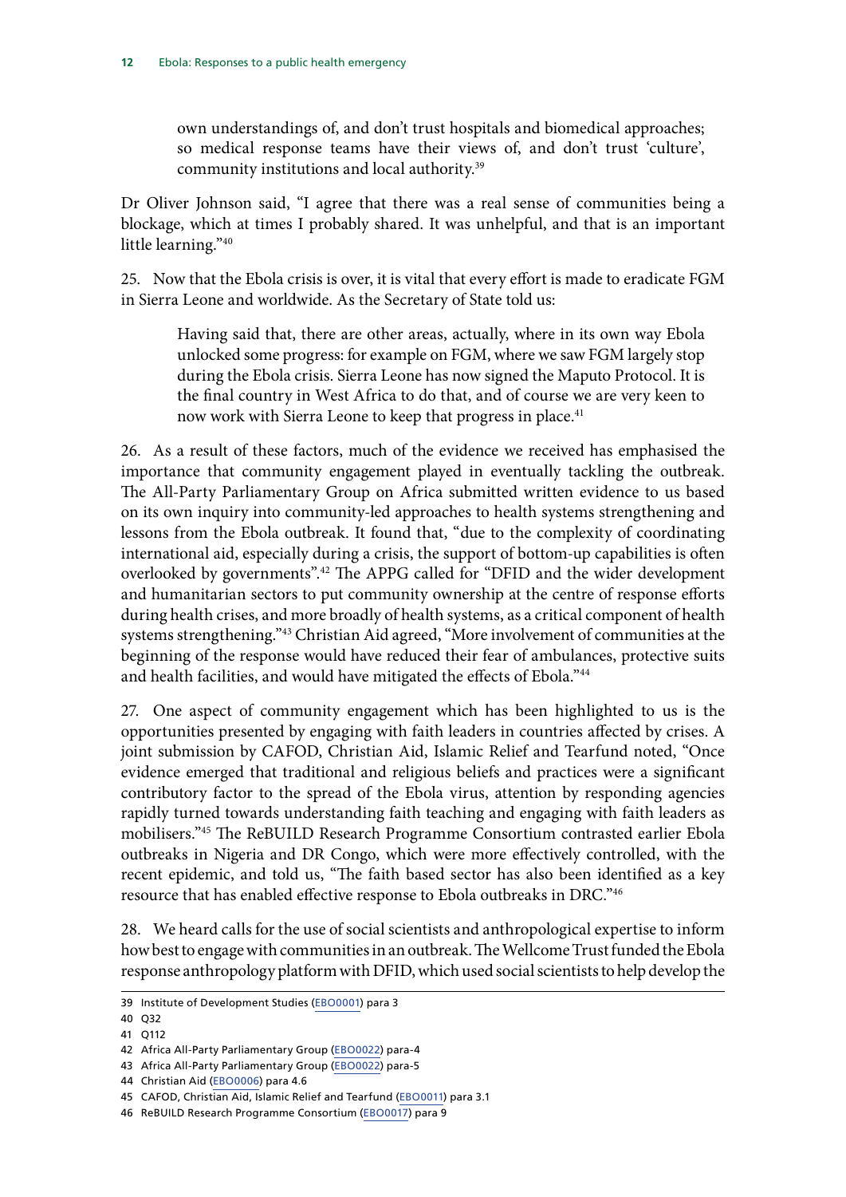> own understandings of, and don't trust hospitals and biomedical approaches; so medical response teams have their views of, and don't trust 'culture', community institutions and local authority.[39]

Dr Oliver Johnson said, "I agree that there was a real sense of communities being a blockage, which at times I probably shared. It was unhelpful, and that is an important little learning."[40]

25. Now that the Ebola crisis is over, it is vital that every effort is made to eradicate FGM in Sierra Leone and worldwide. As the Secretary of State told us:

> Having said that, there are other areas, actually, where in its own way Ebola unlocked some progress: for example on FGM, where we saw FGM largely stop during the Ebola crisis. Sierra Leone has now signed the Maputo Protocol. It is the final country in West Africa to do that, and of course we are very keen to now work with Sierra Leone to keep that progress in place.[41]

26. As a result of these factors, much of the evidence we received has emphasised the importance that community engagement played in eventually tackling the outbreak. The All-Party Parliamentary Group on Africa submitted written evidence to us based on its own inquiry into community-led approaches to health systems strengthening and lessons from the Ebola outbreak. It found that, "due to the complexity of coordinating international aid, especially during a crisis, the support of bottom-up capabilities is often overlooked by governments".[42] The APPG called for "DFID and the wider development and humanitarian sectors to put community ownership at the centre of response efforts during health crises, and more broadly of health systems, as a critical component of health systems strengthening."[43] Christian Aid agreed, "More involvement of communities at the beginning of the response would have reduced their fear of ambulances, protective suits and health facilities, and would have mitigated the effects of Ebola."[44]

27. One aspect of community engagement which has been highlighted to us is the opportunities presented by engaging with faith leaders in countries affected by crises. A joint submission by CAFOD, Christian Aid, Islamic Relief and Tearfund noted, "Once evidence emerged that traditional and religious beliefs and practices were a significant contributory factor to the spread of the Ebola virus, attention by responding agencies rapidly turned towards understanding faith teaching and engaging with faith leaders as mobilisers."[45] The ReBUILD Research Programme Consortium contrasted earlier Ebola outbreaks in Nigeria and DR Congo, which were more effectively controlled, with the recent epidemic, and told us, "The faith based sector has also been identified as a key resource that has enabled effective response to Ebola outbreaks in DRC."[46]

28. We heard calls for the use of social scientists and anthropological expertise to inform how best to engage with communities in an outbreak. The Wellcome Trust funded the Ebola response anthropology platform with DFID, which used social scientists to help develop the

39 Institute of Development Studies (EBO0001) para 3

40 Q32

41 Q112

42 Africa All-Party Parliamentary Group (EBO0022) para-4

43 Africa All-Party Parliamentary Group (EBO0022) para-5

44 Christian Aid (EBO0006) para 4.6

45 CAFOD, Christian Aid, Islamic Relief and Tearfund (EBO0011) para 3.1

46 ReBUILD Research Programme Consortium (EBO0017) para 9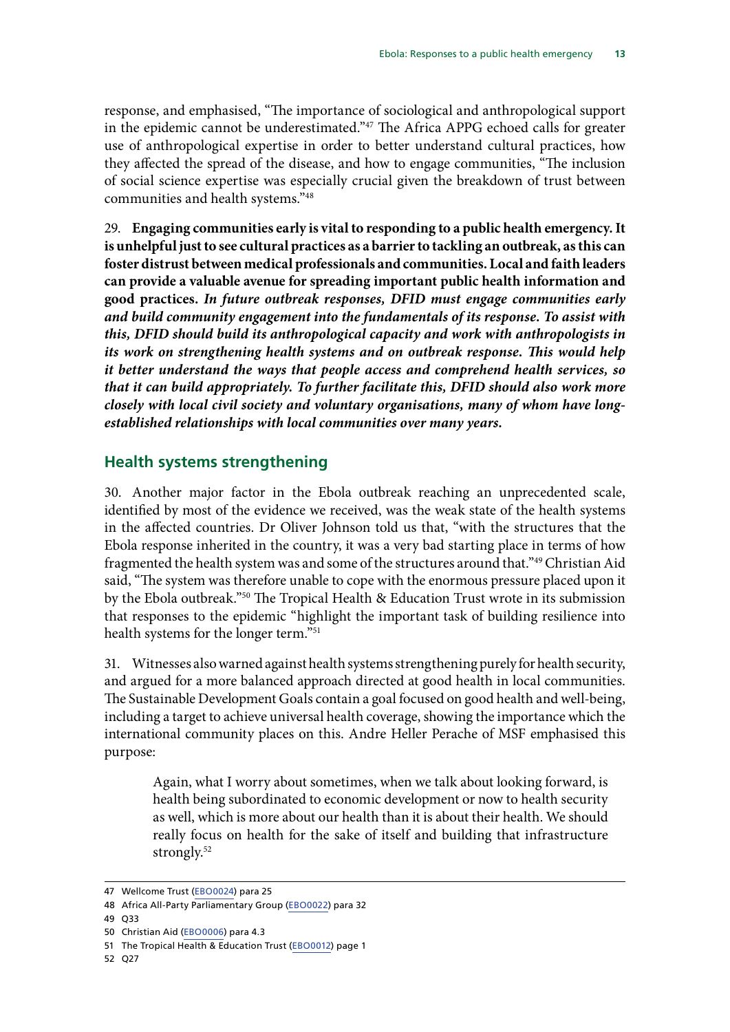response, and emphasised, "The importance of sociological and anthropological support in the epidemic cannot be underestimated."[47] The Africa APPG echoed calls for greater use of anthropological expertise in order to better understand cultural practices, how they affected the spread of the disease, and how to engage communities, "The inclusion of social science expertise was especially crucial given the breakdown of trust between communities and health systems."[48]

29. **Engaging communities early is vital to responding to a public health emergency. It is unhelpful just to see cultural practices as a barrier to tackling an outbreak, as this can foster distrust between medical professionals and communities. Local and faith leaders can provide a valuable avenue for spreading important public health information and good practices.** ***In future outbreak responses, DFID must engage communities early and build community engagement into the fundamentals of its response. To assist with this, DFID should build its anthropological capacity and work with anthropologists in its work on strengthening health systems and on outbreak response. This would help it better understand the ways that people access and comprehend health services, so that it can build appropriately. To further facilitate this, DFID should also work more closely with local civil society and voluntary organisations, many of whom have long-established relationships with local communities over many years.***

## Health systems strengthening

30. Another major factor in the Ebola outbreak reaching an unprecedented scale, identified by most of the evidence we received, was the weak state of the health systems in the affected countries. Dr Oliver Johnson told us that, "with the structures that the Ebola response inherited in the country, it was a very bad starting place in terms of how fragmented the health system was and some of the structures around that."[49] Christian Aid said, "The system was therefore unable to cope with the enormous pressure placed upon it by the Ebola outbreak."[50] The Tropical Health & Education Trust wrote in its submission that responses to the epidemic "highlight the important task of building resilience into health systems for the longer term."[51]

31. Witnesses also warned against health systems strengthening purely for health security, and argued for a more balanced approach directed at good health in local communities. The Sustainable Development Goals contain a goal focused on good health and well-being, including a target to achieve universal health coverage, showing the importance which the international community places on this. Andre Heller Perache of MSF emphasised this purpose:

> Again, what I worry about sometimes, when we talk about looking forward, is health being subordinated to economic development or now to health security as well, which is more about our health than it is about their health. We should really focus on health for the sake of itself and building that infrastructure strongly.[52]

---

47 Wellcome Trust (EBO0024) para 25

48 Africa All-Party Parliamentary Group (EBO0022) para 32

49 Q33

50 Christian Aid (EBO0006) para 4.3

51 The Tropical Health & Education Trust (EBO0012) page 1

52 Q27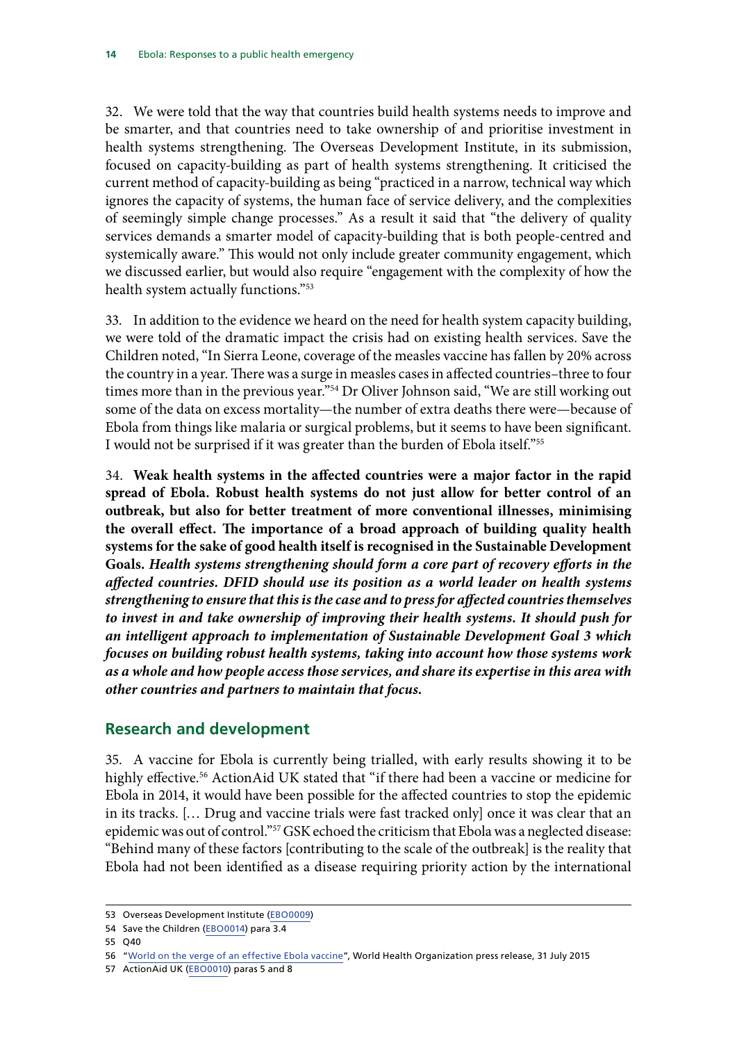32. We were told that the way that countries build health systems needs to improve and be smarter, and that countries need to take ownership of and prioritise investment in health systems strengthening. The Overseas Development Institute, in its submission, focused on capacity-building as part of health systems strengthening. It criticised the current method of capacity-building as being "practiced in a narrow, technical way which ignores the capacity of systems, the human face of service delivery, and the complexities of seemingly simple change processes." As a result it said that "the delivery of quality services demands a smarter model of capacity-building that is both people-centred and systemically aware." This would not only include greater community engagement, which we discussed earlier, but would also require "engagement with the complexity of how the health system actually functions."[53]

33. In addition to the evidence we heard on the need for health system capacity building, we were told of the dramatic impact the crisis had on existing health services. Save the Children noted, "In Sierra Leone, coverage of the measles vaccine has fallen by 20% across the country in a year. There was a surge in measles cases in affected countries–three to four times more than in the previous year."[54] Dr Oliver Johnson said, "We are still working out some of the data on excess mortality—the number of extra deaths there were—because of Ebola from things like malaria or surgical problems, but it seems to have been significant. I would not be surprised if it was greater than the burden of Ebola itself."[55]

34. **Weak health systems in the affected countries were a major factor in the rapid spread of Ebola. Robust health systems do not just allow for better control of an outbreak, but also for better treatment of more conventional illnesses, minimising the overall effect. The importance of a broad approach of building quality health systems for the sake of good health itself is recognised in the Sustainable Development Goals.** ***Health systems strengthening should form a core part of recovery efforts in the affected countries. DFID should use its position as a world leader on health systems strengthening to ensure that this is the case and to press for affected countries themselves to invest in and take ownership of improving their health systems. It should push for an intelligent approach to implementation of Sustainable Development Goal 3 which focuses on building robust health systems, taking into account how those systems work as a whole and how people access those services, and share its expertise in this area with other countries and partners to maintain that focus.***

## Research and development

35. A vaccine for Ebola is currently being trialled, with early results showing it to be highly effective.[56] ActionAid UK stated that "if there had been a vaccine or medicine for Ebola in 2014, it would have been possible for the affected countries to stop the epidemic in its tracks. [… Drug and vaccine trials were fast tracked only] once it was clear that an epidemic was out of control."[57] GSK echoed the criticism that Ebola was a neglected disease: "Behind many of these factors [contributing to the scale of the outbreak] is the reality that Ebola had not been identified as a disease requiring priority action by the international

---

53 Overseas Development Institute (EBO0009)

54 Save the Children (EBO0014) para 3.4

55 Q40

56 "World on the verge of an effective Ebola vaccine", World Health Organization press release, 31 July 2015

57 ActionAid UK (EBO0010) paras 5 and 8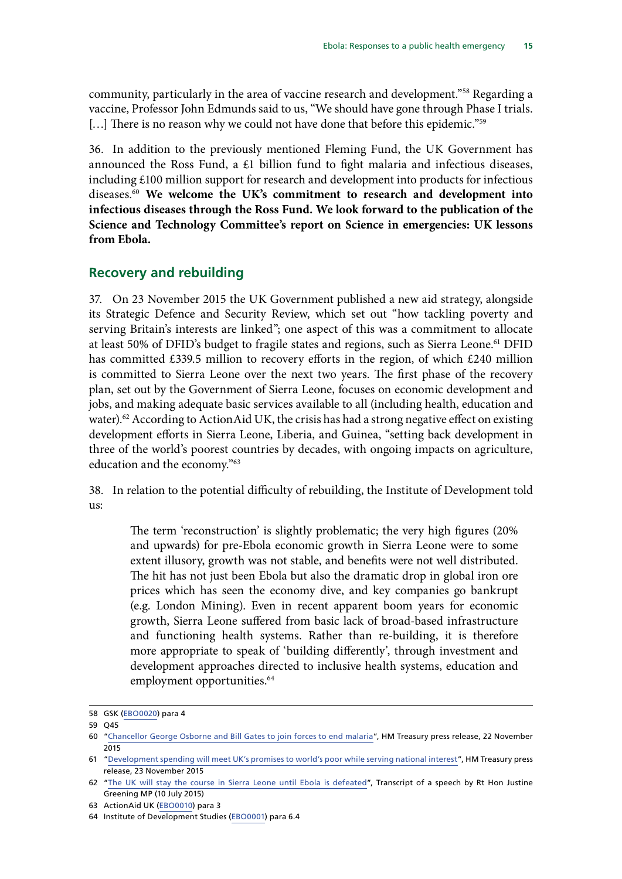community, particularly in the area of vaccine research and development."[58] Regarding a vaccine, Professor John Edmunds said to us, "We should have gone through Phase I trials. [...] There is no reason why we could not have done that before this epidemic."[59]

36. In addition to the previously mentioned Fleming Fund, the UK Government has announced the Ross Fund, a £1 billion fund to fight malaria and infectious diseases, including £100 million support for research and development into products for infectious diseases.[60] **We welcome the UK's commitment to research and development into infectious diseases through the Ross Fund. We look forward to the publication of the Science and Technology Committee's report on Science in emergencies: UK lessons from Ebola.**

## Recovery and rebuilding

37. On 23 November 2015 the UK Government published a new aid strategy, alongside its Strategic Defence and Security Review, which set out "how tackling poverty and serving Britain's interests are linked"; one aspect of this was a commitment to allocate at least 50% of DFID's budget to fragile states and regions, such as Sierra Leone.[61] DFID has committed £339.5 million to recovery efforts in the region, of which £240 million is committed to Sierra Leone over the next two years. The first phase of the recovery plan, set out by the Government of Sierra Leone, focuses on economic development and jobs, and making adequate basic services available to all (including health, education and water).[62] According to ActionAid UK, the crisis has had a strong negative effect on existing development efforts in Sierra Leone, Liberia, and Guinea, "setting back development in three of the world's poorest countries by decades, with ongoing impacts on agriculture, education and the economy."[63]

38. In relation to the potential difficulty of rebuilding, the Institute of Development told us:

> The term 'reconstruction' is slightly problematic; the very high figures (20% and upwards) for pre-Ebola economic growth in Sierra Leone were to some extent illusory, growth was not stable, and benefits were not well distributed. The hit has not just been Ebola but also the dramatic drop in global iron ore prices which has seen the economy dive, and key companies go bankrupt (e.g. London Mining). Even in recent apparent boom years for economic growth, Sierra Leone suffered from basic lack of broad-based infrastructure and functioning health systems. Rather than re-building, it is therefore more appropriate to speak of 'building differently', through investment and development approaches directed to inclusive health systems, education and employment opportunities.[64]

---

58 GSK (EBO0020) para 4

59 Q45

60 "Chancellor George Osborne and Bill Gates to join forces to end malaria", HM Treasury press release, 22 November 2015

61 "Development spending will meet UK's promises to world's poor while serving national interest", HM Treasury press release, 23 November 2015

62 "The UK will stay the course in Sierra Leone until Ebola is defeated", Transcript of a speech by Rt Hon Justine Greening MP (10 July 2015)

63 ActionAid UK (EBO0010) para 3

64 Institute of Development Studies (EBO0001) para 6.4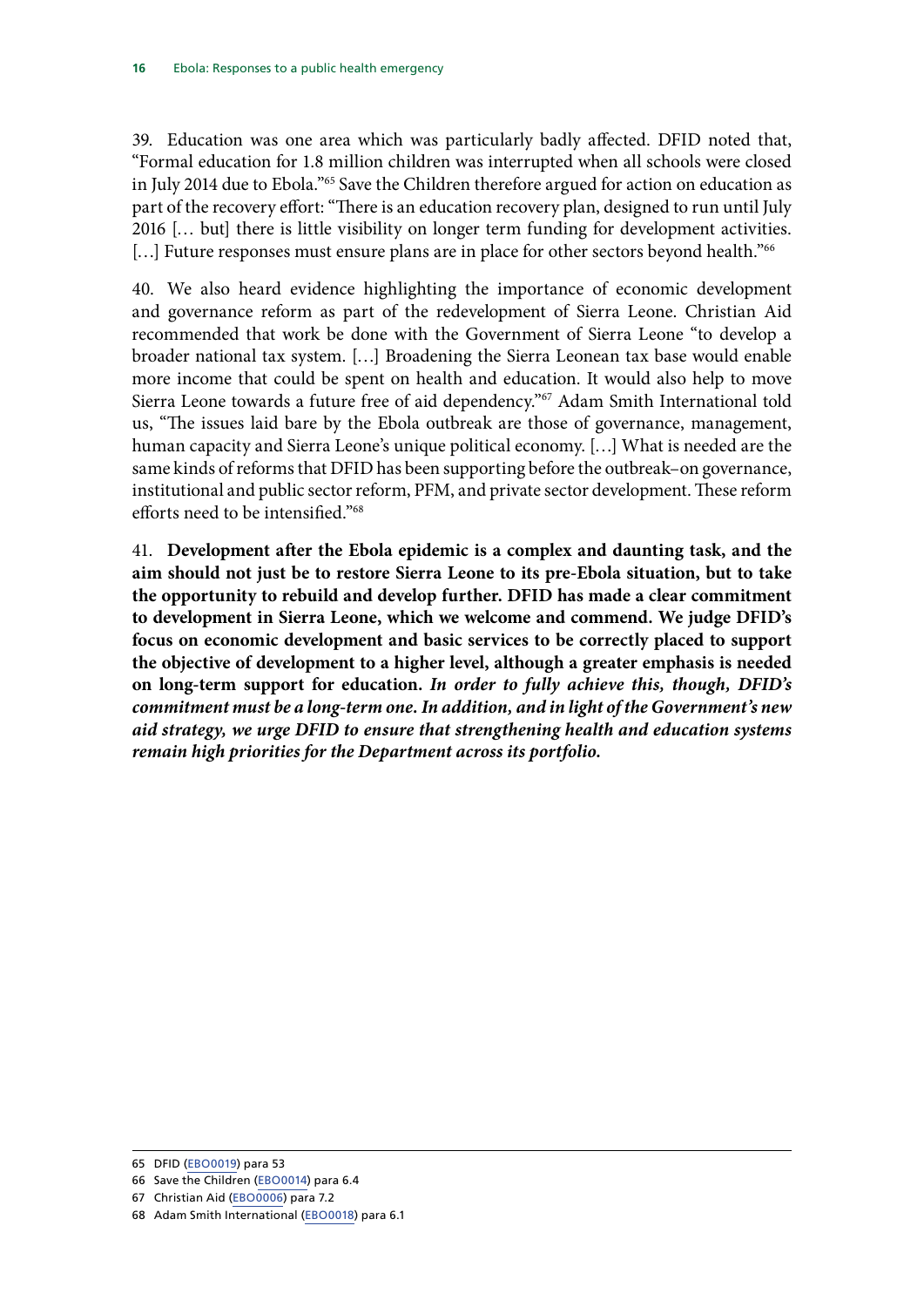39. Education was one area which was particularly badly affected. DFID noted that, "Formal education for 1.8 million children was interrupted when all schools were closed in July 2014 due to Ebola."[65] Save the Children therefore argued for action on education as part of the recovery effort: "There is an education recovery plan, designed to run until July 2016 [… but] there is little visibility on longer term funding for development activities. […] Future responses must ensure plans are in place for other sectors beyond health."[66]

40. We also heard evidence highlighting the importance of economic development and governance reform as part of the redevelopment of Sierra Leone. Christian Aid recommended that work be done with the Government of Sierra Leone "to develop a broader national tax system. […] Broadening the Sierra Leonean tax base would enable more income that could be spent on health and education. It would also help to move Sierra Leone towards a future free of aid dependency."[67] Adam Smith International told us, "The issues laid bare by the Ebola outbreak are those of governance, management, human capacity and Sierra Leone's unique political economy. […] What is needed are the same kinds of reforms that DFID has been supporting before the outbreak–on governance, institutional and public sector reform, PFM, and private sector development. These reform efforts need to be intensified."[68]

41. **Development after the Ebola epidemic is a complex and daunting task, and the aim should not just be to restore Sierra Leone to its pre-Ebola situation, but to take the opportunity to rebuild and develop further. DFID has made a clear commitment to development in Sierra Leone, which we welcome and commend. We judge DFID's focus on economic development and basic services to be correctly placed to support the objective of development to a higher level, although a greater emphasis is needed on long-term support for education.** ***In order to fully achieve this, though, DFID's commitment must be a long-term one. In addition, and in light of the Government's new aid strategy, we urge DFID to ensure that strengthening health and education systems remain high priorities for the Department across its portfolio.***

65 DFID (EBO0019) para 53

66 Save the Children (EBO0014) para 6.4

67 Christian Aid (EBO0006) para 7.2

68 Adam Smith International (EBO0018) para 6.1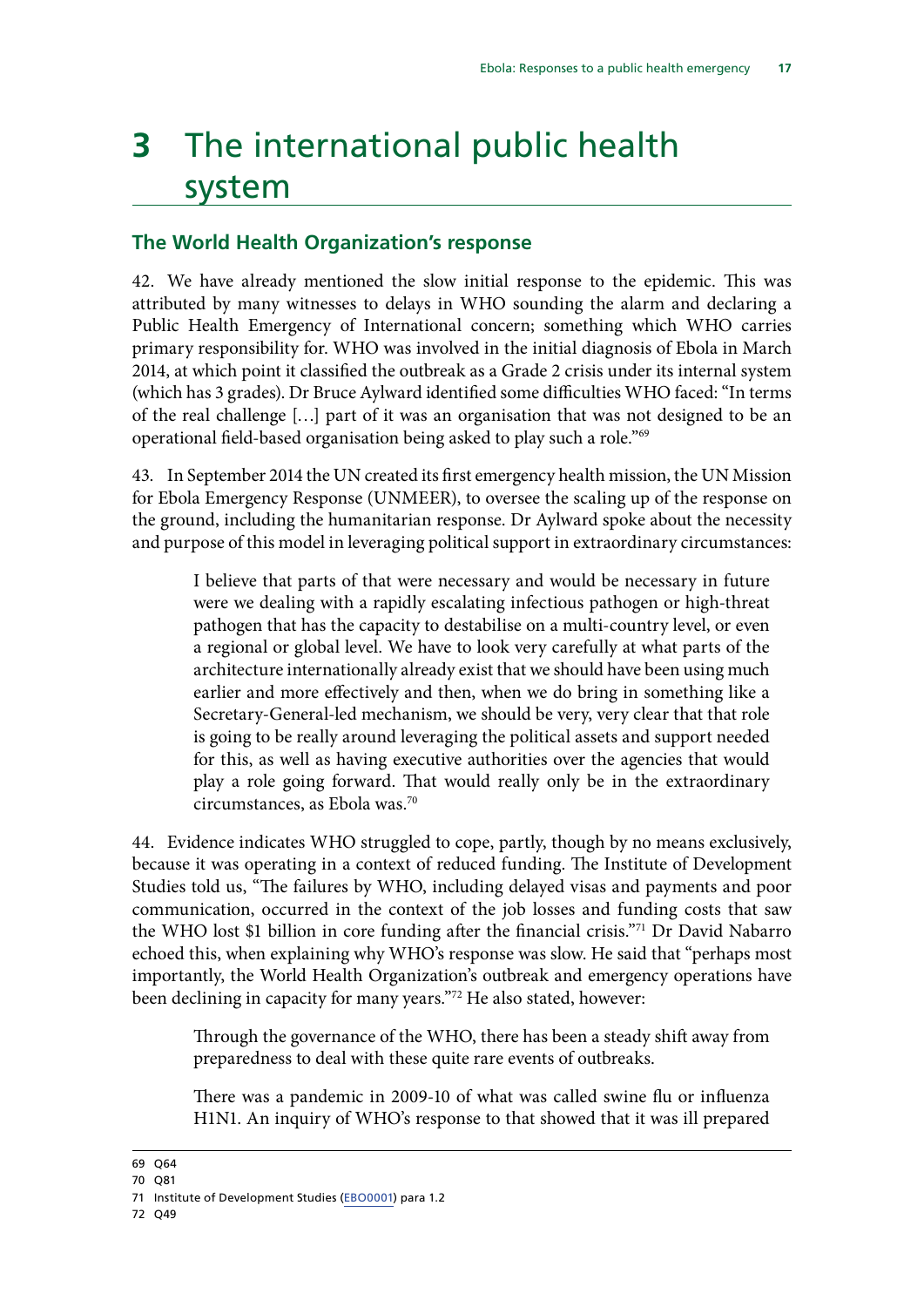# 3 The international public health system

## The World Health Organization's response

42. We have already mentioned the slow initial response to the epidemic. This was attributed by many witnesses to delays in WHO sounding the alarm and declaring a Public Health Emergency of International concern; something which WHO carries primary responsibility for. WHO was involved in the initial diagnosis of Ebola in March 2014, at which point it classified the outbreak as a Grade 2 crisis under its internal system (which has 3 grades). Dr Bruce Aylward identified some difficulties WHO faced: "In terms of the real challenge […] part of it was an organisation that was not designed to be an operational field-based organisation being asked to play such a role."[69]

43. In September 2014 the UN created its first emergency health mission, the UN Mission for Ebola Emergency Response (UNMEER), to oversee the scaling up of the response on the ground, including the humanitarian response. Dr Aylward spoke about the necessity and purpose of this model in leveraging political support in extraordinary circumstances:

> I believe that parts of that were necessary and would be necessary in future were we dealing with a rapidly escalating infectious pathogen or high-threat pathogen that has the capacity to destabilise on a multi-country level, or even a regional or global level. We have to look very carefully at what parts of the architecture internationally already exist that we should have been using much earlier and more effectively and then, when we do bring in something like a Secretary-General-led mechanism, we should be very, very clear that that role is going to be really around leveraging the political assets and support needed for this, as well as having executive authorities over the agencies that would play a role going forward. That would really only be in the extraordinary circumstances, as Ebola was.[70]

44. Evidence indicates WHO struggled to cope, partly, though by no means exclusively, because it was operating in a context of reduced funding. The Institute of Development Studies told us, "The failures by WHO, including delayed visas and payments and poor communication, occurred in the context of the job losses and funding costs that saw the WHO lost $1 billion in core funding after the financial crisis."[71] Dr David Nabarro echoed this, when explaining why WHO's response was slow. He said that "perhaps most importantly, the World Health Organization's outbreak and emergency operations have been declining in capacity for many years."[72] He also stated, however:

> Through the governance of the WHO, there has been a steady shift away from preparedness to deal with these quite rare events of outbreaks.
>
> There was a pandemic in 2009-10 of what was called swine flu or influenza H1N1. An inquiry of WHO's response to that showed that it was ill prepared

---

69 Q64

70 Q81

71 Institute of Development Studies (EBO0001) para 1.2

72 Q49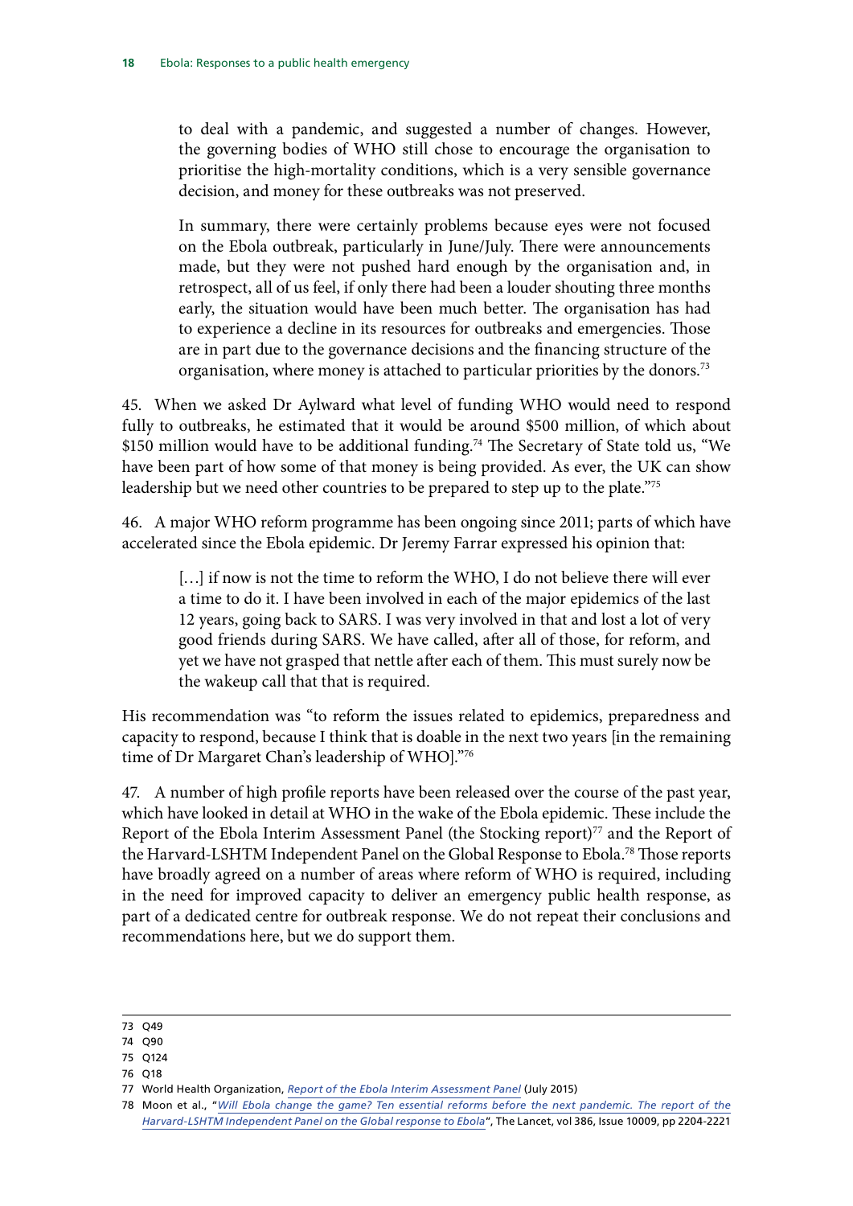> to deal with a pandemic, and suggested a number of changes. However, the governing bodies of WHO still chose to encourage the organisation to prioritise the high-mortality conditions, which is a very sensible governance decision, and money for these outbreaks was not preserved.
>
> In summary, there were certainly problems because eyes were not focused on the Ebola outbreak, particularly in June/July. There were announcements made, but they were not pushed hard enough by the organisation and, in retrospect, all of us feel, if only there had been a louder shouting three months early, the situation would have been much better. The organisation has had to experience a decline in its resources for outbreaks and emergencies. Those are in part due to the governance decisions and the financing structure of the organisation, where money is attached to particular priorities by the donors.[73]

45. When we asked Dr Aylward what level of funding WHO would need to respond fully to outbreaks, he estimated that it would be around \$500 million, of which about \$150 million would have to be additional funding.[74] The Secretary of State told us, "We have been part of how some of that money is being provided. As ever, the UK can show leadership but we need other countries to be prepared to step up to the plate."[75]

46. A major WHO reform programme has been ongoing since 2011; parts of which have accelerated since the Ebola epidemic. Dr Jeremy Farrar expressed his opinion that:

> […] if now is not the time to reform the WHO, I do not believe there will ever a time to do it. I have been involved in each of the major epidemics of the last 12 years, going back to SARS. I was very involved in that and lost a lot of very good friends during SARS. We have called, after all of those, for reform, and yet we have not grasped that nettle after each of them. This must surely now be the wakeup call that that is required.

His recommendation was "to reform the issues related to epidemics, preparedness and capacity to respond, because I think that is doable in the next two years [in the remaining time of Dr Margaret Chan's leadership of WHO]."[76]

47. A number of high profile reports have been released over the course of the past year, which have looked in detail at WHO in the wake of the Ebola epidemic. These include the Report of the Ebola Interim Assessment Panel (the Stocking report)[77] and the Report of the Harvard-LSHTM Independent Panel on the Global Response to Ebola.[78] Those reports have broadly agreed on a number of areas where reform of WHO is required, including in the need for improved capacity to deliver an emergency public health response, as part of a dedicated centre for outbreak response. We do not repeat their conclusions and recommendations here, but we do support them.

---

73 Q49

74 Q90

75 Q124

76 Q18

77 World Health Organization, *Report of the Ebola Interim Assessment Panel* (July 2015)

78 Moon et al., "*Will Ebola change the game? Ten essential reforms before the next pandemic. The report of the Harvard-LSHTM Independent Panel on the Global response to Ebola*", The Lancet, vol 386, Issue 10009, pp 2204-2221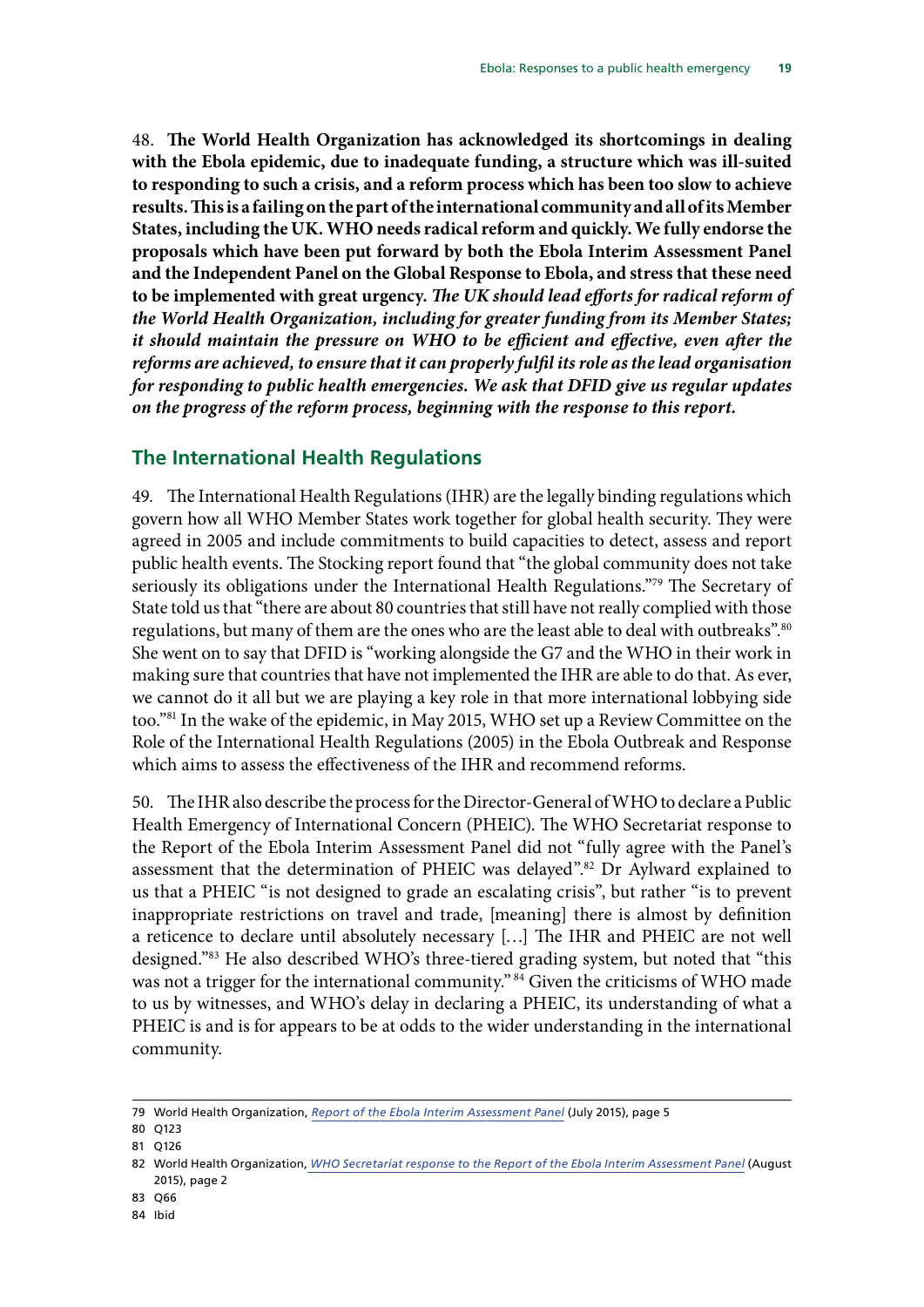48. **The World Health Organization has acknowledged its shortcomings in dealing with the Ebola epidemic, due to inadequate funding, a structure which was ill-suited to responding to such a crisis, and a reform process which has been too slow to achieve results. This is a failing on the part of the international community and all of its Member States, including the UK. WHO needs radical reform and quickly. We fully endorse the proposals which have been put forward by both the Ebola Interim Assessment Panel and the Independent Panel on the Global Response to Ebola, and stress that these need to be implemented with great urgency.** ***The UK should lead efforts for radical reform of the World Health Organization, including for greater funding from its Member States; it should maintain the pressure on WHO to be efficient and effective, even after the reforms are achieved, to ensure that it can properly fulfil its role as the lead organisation for responding to public health emergencies. We ask that DFID give us regular updates on the progress of the reform process, beginning with the response to this report.***

## The International Health Regulations

49. The International Health Regulations (IHR) are the legally binding regulations which govern how all WHO Member States work together for global health security. They were agreed in 2005 and include commitments to build capacities to detect, assess and report public health events. The Stocking report found that "the global community does not take seriously its obligations under the International Health Regulations."[79] The Secretary of State told us that "there are about 80 countries that still have not really complied with those regulations, but many of them are the ones who are the least able to deal with outbreaks".[80] She went on to say that DFID is "working alongside the G7 and the WHO in their work in making sure that countries that have not implemented the IHR are able to do that. As ever, we cannot do it all but we are playing a key role in that more international lobbying side too."[81] In the wake of the epidemic, in May 2015, WHO set up a Review Committee on the Role of the International Health Regulations (2005) in the Ebola Outbreak and Response which aims to assess the effectiveness of the IHR and recommend reforms.

50. The IHR also describe the process for the Director-General of WHO to declare a Public Health Emergency of International Concern (PHEIC). The WHO Secretariat response to the Report of the Ebola Interim Assessment Panel did not "fully agree with the Panel's assessment that the determination of PHEIC was delayed".[82] Dr Aylward explained to us that a PHEIC "is not designed to grade an escalating crisis", but rather "is to prevent inappropriate restrictions on travel and trade, [meaning] there is almost by definition a reticence to declare until absolutely necessary […] The IHR and PHEIC are not well designed."[83] He also described WHO's three-tiered grading system, but noted that "this was not a trigger for the international community."[84] Given the criticisms of WHO made to us by witnesses, and WHO's delay in declaring a PHEIC, its understanding of what a PHEIC is and is for appears to be at odds to the wider understanding in the international community.

---

79 World Health Organization, *Report of the Ebola Interim Assessment Panel* (July 2015), page 5

80 Q123

81 Q126

82 World Health Organization, *WHO Secretariat response to the Report of the Ebola Interim Assessment Panel* (August 2015), page 2

83 Q66

84 Ibid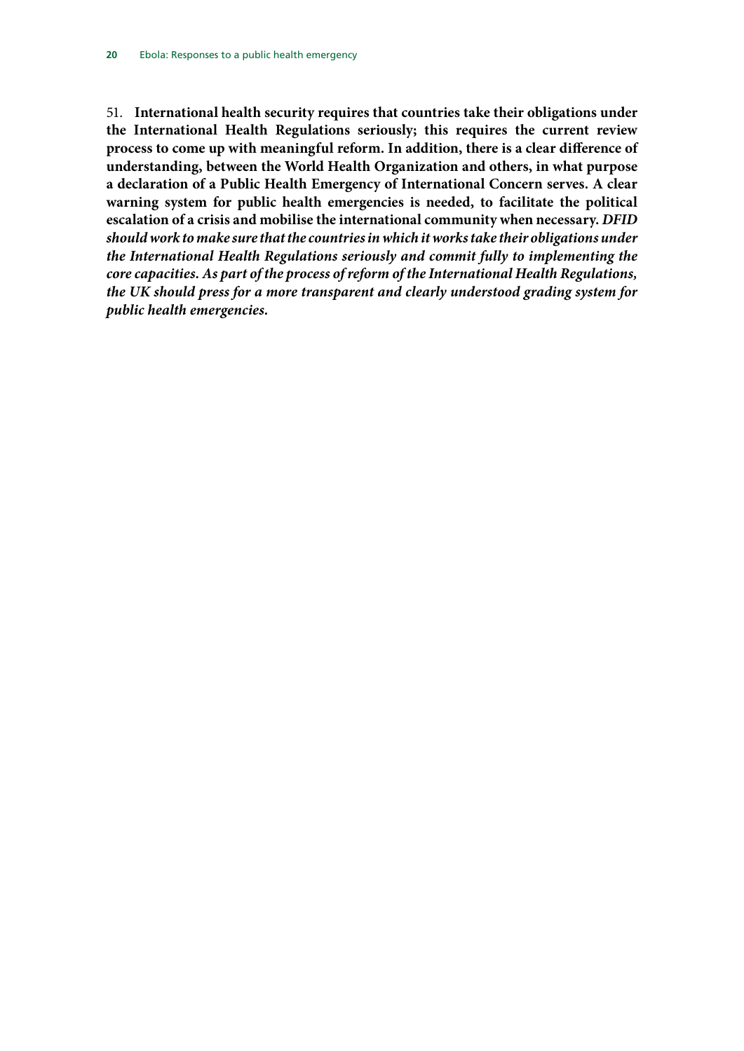51. **International health security requires that countries take their obligations under the International Health Regulations seriously; this requires the current review process to come up with meaningful reform. In addition, there is a clear difference of understanding, between the World Health Organization and others, in what purpose a declaration of a Public Health Emergency of International Concern serves. A clear warning system for public health emergencies is needed, to facilitate the political escalation of a crisis and mobilise the international community when necessary.** ***DFID should work to make sure that the countries in which it works take their obligations under the International Health Regulations seriously and commit fully to implementing the core capacities. As part of the process of reform of the International Health Regulations, the UK should press for a more transparent and clearly understood grading system for public health emergencies.***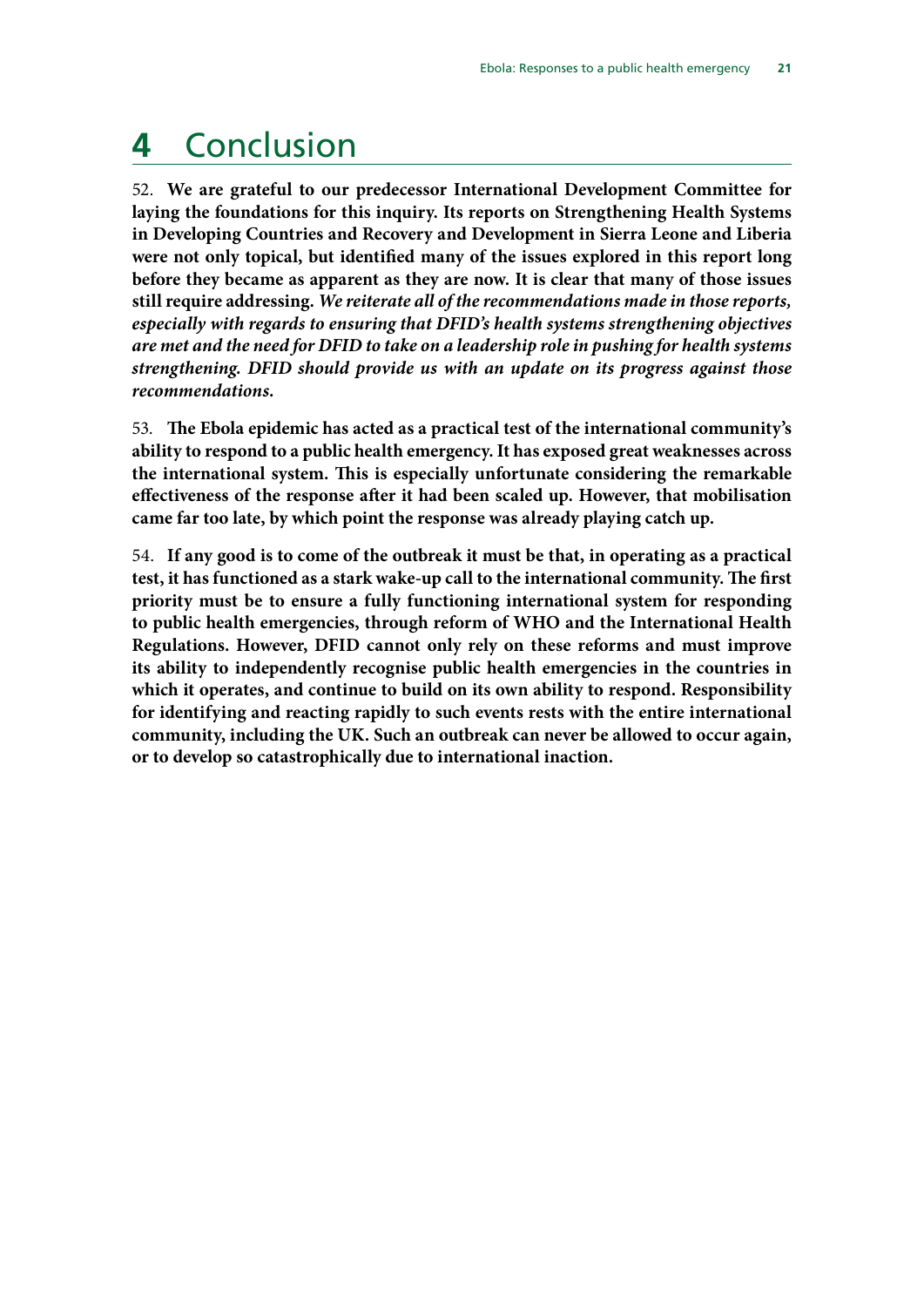# 4 Conclusion

52. **We are grateful to our predecessor International Development Committee for laying the foundations for this inquiry. Its reports on Strengthening Health Systems in Developing Countries and Recovery and Development in Sierra Leone and Liberia were not only topical, but identified many of the issues explored in this report long before they became as apparent as they are now. It is clear that many of those issues still require addressing.** ***We reiterate all of the recommendations made in those reports, especially with regards to ensuring that DFID's health systems strengthening objectives are met and the need for DFID to take on a leadership role in pushing for health systems strengthening. DFID should provide us with an update on its progress against those recommendations.***

53. **The Ebola epidemic has acted as a practical test of the international community's ability to respond to a public health emergency. It has exposed great weaknesses across the international system. This is especially unfortunate considering the remarkable effectiveness of the response after it had been scaled up. However, that mobilisation came far too late, by which point the response was already playing catch up.**

54. **If any good is to come of the outbreak it must be that, in operating as a practical test, it has functioned as a stark wake-up call to the international community. The first priority must be to ensure a fully functioning international system for responding to public health emergencies, through reform of WHO and the International Health Regulations. However, DFID cannot only rely on these reforms and must improve its ability to independently recognise public health emergencies in the countries in which it operates, and continue to build on its own ability to respond. Responsibility for identifying and reacting rapidly to such events rests with the entire international community, including the UK. Such an outbreak can never be allowed to occur again, or to develop so catastrophically due to international inaction.**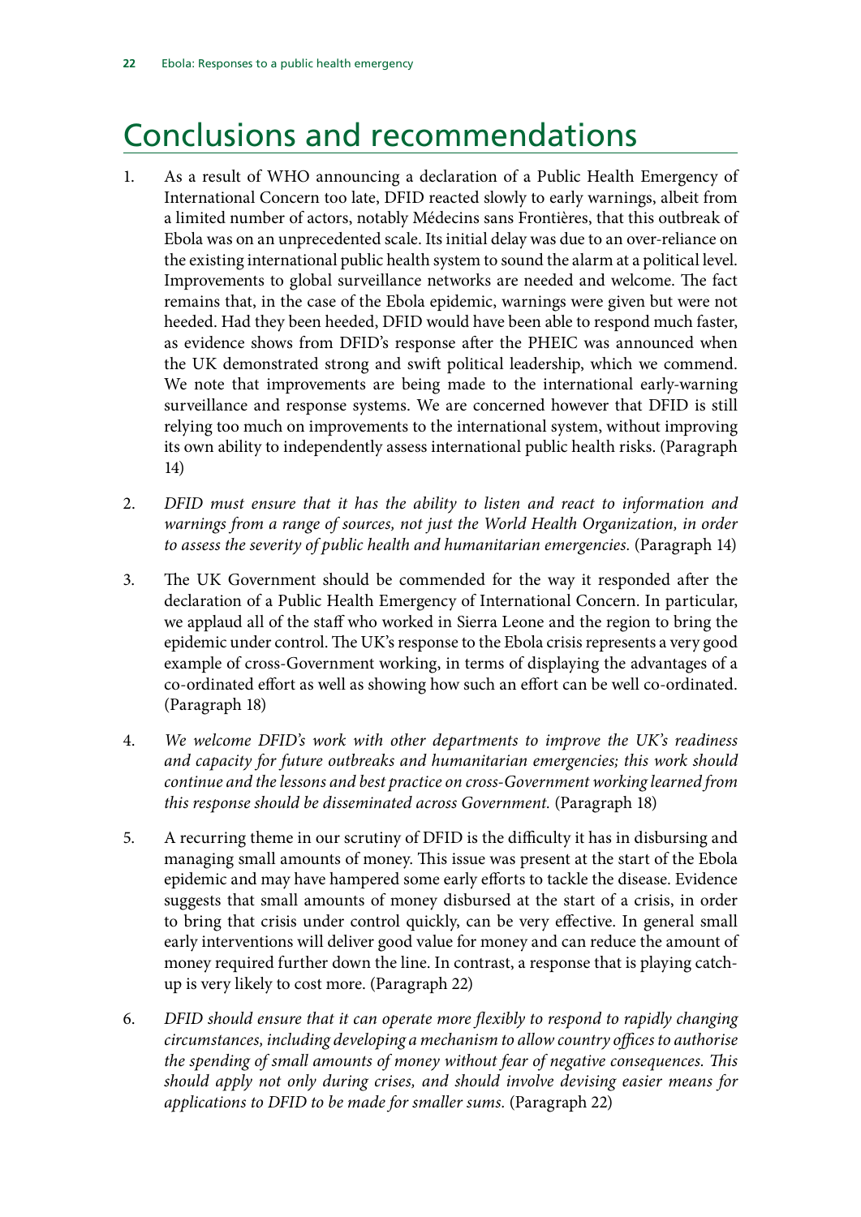# Conclusions and recommendations

1. As a result of WHO announcing a declaration of a Public Health Emergency of International Concern too late, DFID reacted slowly to early warnings, albeit from a limited number of actors, notably Médecins sans Frontières, that this outbreak of Ebola was on an unprecedented scale. Its initial delay was due to an over-reliance on the existing international public health system to sound the alarm at a political level. Improvements to global surveillance networks are needed and welcome. The fact remains that, in the case of the Ebola epidemic, warnings were given but were not heeded. Had they been heeded, DFID would have been able to respond much faster, as evidence shows from DFID's response after the PHEIC was announced when the UK demonstrated strong and swift political leadership, which we commend. We note that improvements are being made to the international early-warning surveillance and response systems. We are concerned however that DFID is still relying too much on improvements to the international system, without improving its own ability to independently assess international public health risks. (Paragraph 14)

2. *DFID must ensure that it has the ability to listen and react to information and warnings from a range of sources, not just the World Health Organization, in order to assess the severity of public health and humanitarian emergencies.* (Paragraph 14)

3. The UK Government should be commended for the way it responded after the declaration of a Public Health Emergency of International Concern. In particular, we applaud all of the staff who worked in Sierra Leone and the region to bring the epidemic under control. The UK's response to the Ebola crisis represents a very good example of cross-Government working, in terms of displaying the advantages of a co-ordinated effort as well as showing how such an effort can be well co-ordinated. (Paragraph 18)

4. *We welcome DFID's work with other departments to improve the UK's readiness and capacity for future outbreaks and humanitarian emergencies; this work should continue and the lessons and best practice on cross-Government working learned from this response should be disseminated across Government.* (Paragraph 18)

5. A recurring theme in our scrutiny of DFID is the difficulty it has in disbursing and managing small amounts of money. This issue was present at the start of the Ebola epidemic and may have hampered some early efforts to tackle the disease. Evidence suggests that small amounts of money disbursed at the start of a crisis, in order to bring that crisis under control quickly, can be very effective. In general small early interventions will deliver good value for money and can reduce the amount of money required further down the line. In contrast, a response that is playing catch-up is very likely to cost more. (Paragraph 22)

6. *DFID should ensure that it can operate more flexibly to respond to rapidly changing circumstances, including developing a mechanism to allow country offices to authorise the spending of small amounts of money without fear of negative consequences. This should apply not only during crises, and should involve devising easier means for applications to DFID to be made for smaller sums.* (Paragraph 22)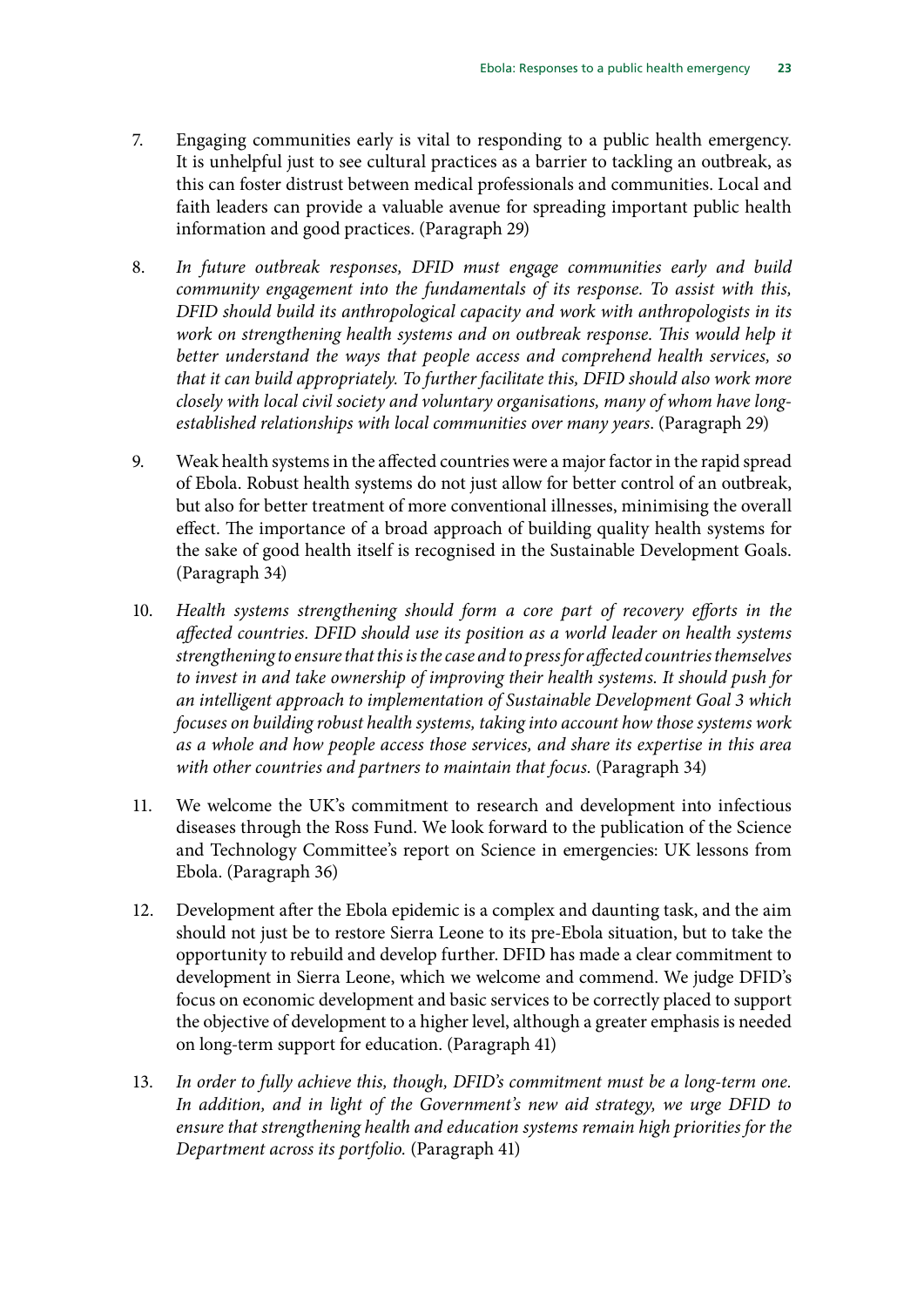7. Engaging communities early is vital to responding to a public health emergency. It is unhelpful just to see cultural practices as a barrier to tackling an outbreak, as this can foster distrust between medical professionals and communities. Local and faith leaders can provide a valuable avenue for spreading important public health information and good practices. (Paragraph 29)

8. *In future outbreak responses, DFID must engage communities early and build community engagement into the fundamentals of its response. To assist with this, DFID should build its anthropological capacity and work with anthropologists in its work on strengthening health systems and on outbreak response. This would help it better understand the ways that people access and comprehend health services, so that it can build appropriately. To further facilitate this, DFID should also work more closely with local civil society and voluntary organisations, many of whom have long-established relationships with local communities over many years.* (Paragraph 29)

9. Weak health systems in the affected countries were a major factor in the rapid spread of Ebola. Robust health systems do not just allow for better control of an outbreak, but also for better treatment of more conventional illnesses, minimising the overall effect. The importance of a broad approach of building quality health systems for the sake of good health itself is recognised in the Sustainable Development Goals. (Paragraph 34)

10. *Health systems strengthening should form a core part of recovery efforts in the affected countries. DFID should use its position as a world leader on health systems strengthening to ensure that this is the case and to press for affected countries themselves to invest in and take ownership of improving their health systems. It should push for an intelligent approach to implementation of Sustainable Development Goal 3 which focuses on building robust health systems, taking into account how those systems work as a whole and how people access those services, and share its expertise in this area with other countries and partners to maintain that focus.* (Paragraph 34)

11. We welcome the UK's commitment to research and development into infectious diseases through the Ross Fund. We look forward to the publication of the Science and Technology Committee's report on Science in emergencies: UK lessons from Ebola. (Paragraph 36)

12. Development after the Ebola epidemic is a complex and daunting task, and the aim should not just be to restore Sierra Leone to its pre-Ebola situation, but to take the opportunity to rebuild and develop further. DFID has made a clear commitment to development in Sierra Leone, which we welcome and commend. We judge DFID's focus on economic development and basic services to be correctly placed to support the objective of development to a higher level, although a greater emphasis is needed on long-term support for education. (Paragraph 41)

13. *In order to fully achieve this, though, DFID's commitment must be a long-term one. In addition, and in light of the Government's new aid strategy, we urge DFID to ensure that strengthening health and education systems remain high priorities for the Department across its portfolio.* (Paragraph 41)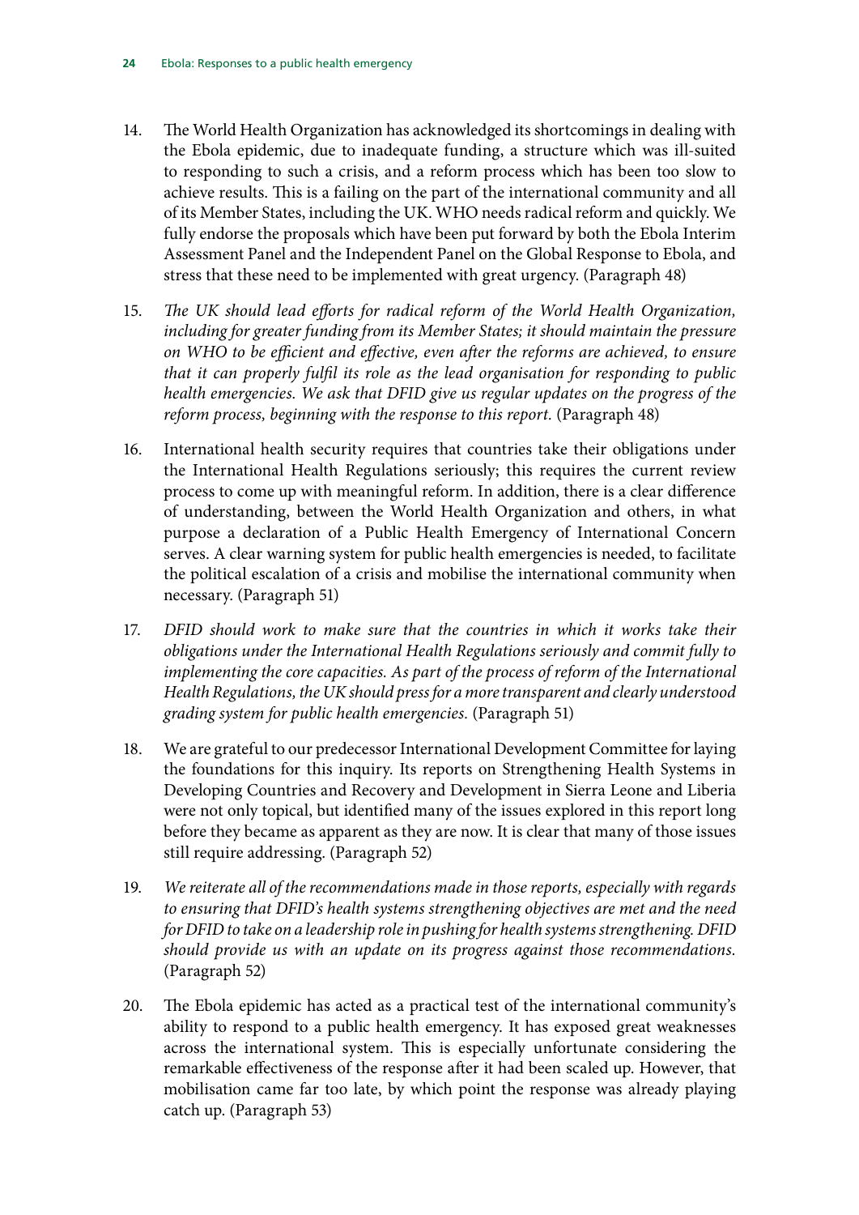14. The World Health Organization has acknowledged its shortcomings in dealing with the Ebola epidemic, due to inadequate funding, a structure which was ill-suited to responding to such a crisis, and a reform process which has been too slow to achieve results. This is a failing on the part of the international community and all of its Member States, including the UK. WHO needs radical reform and quickly. We fully endorse the proposals which have been put forward by both the Ebola Interim Assessment Panel and the Independent Panel on the Global Response to Ebola, and stress that these need to be implemented with great urgency. (Paragraph 48)

15. *The UK should lead efforts for radical reform of the World Health Organization, including for greater funding from its Member States; it should maintain the pressure on WHO to be efficient and effective, even after the reforms are achieved, to ensure that it can properly fulfil its role as the lead organisation for responding to public health emergencies. We ask that DFID give us regular updates on the progress of the reform process, beginning with the response to this report.* (Paragraph 48)

16. International health security requires that countries take their obligations under the International Health Regulations seriously; this requires the current review process to come up with meaningful reform. In addition, there is a clear difference of understanding, between the World Health Organization and others, in what purpose a declaration of a Public Health Emergency of International Concern serves. A clear warning system for public health emergencies is needed, to facilitate the political escalation of a crisis and mobilise the international community when necessary. (Paragraph 51)

17. *DFID should work to make sure that the countries in which it works take their obligations under the International Health Regulations seriously and commit fully to implementing the core capacities. As part of the process of reform of the International Health Regulations, the UK should press for a more transparent and clearly understood grading system for public health emergencies.* (Paragraph 51)

18. We are grateful to our predecessor International Development Committee for laying the foundations for this inquiry. Its reports on Strengthening Health Systems in Developing Countries and Recovery and Development in Sierra Leone and Liberia were not only topical, but identified many of the issues explored in this report long before they became as apparent as they are now. It is clear that many of those issues still require addressing. (Paragraph 52)

19. *We reiterate all of the recommendations made in those reports, especially with regards to ensuring that DFID's health systems strengthening objectives are met and the need for DFID to take on a leadership role in pushing for health systems strengthening. DFID should provide us with an update on its progress against those recommendations.* (Paragraph 52)

20. The Ebola epidemic has acted as a practical test of the international community's ability to respond to a public health emergency. It has exposed great weaknesses across the international system. This is especially unfortunate considering the remarkable effectiveness of the response after it had been scaled up. However, that mobilisation came far too late, by which point the response was already playing catch up. (Paragraph 53)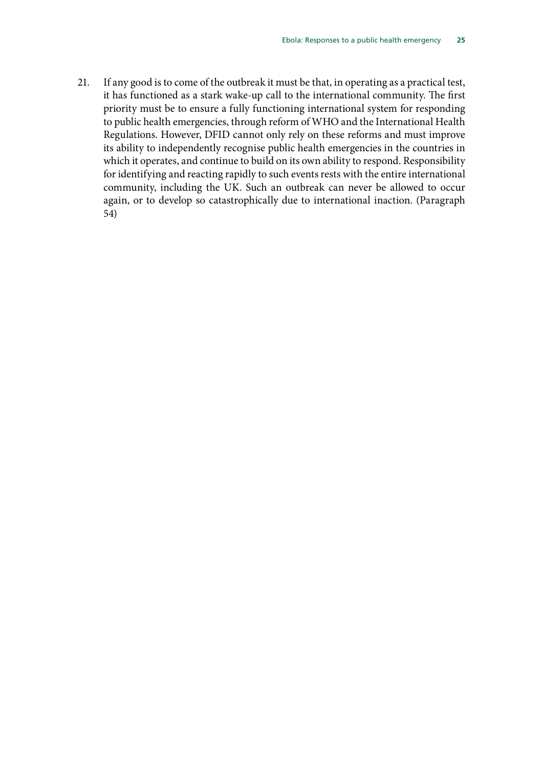21. If any good is to come of the outbreak it must be that, in operating as a practical test, it has functioned as a stark wake-up call to the international community. The first priority must be to ensure a fully functioning international system for responding to public health emergencies, through reform of WHO and the International Health Regulations. However, DFID cannot only rely on these reforms and must improve its ability to independently recognise public health emergencies in the countries in which it operates, and continue to build on its own ability to respond. Responsibility for identifying and reacting rapidly to such events rests with the entire international community, including the UK. Such an outbreak can never be allowed to occur again, or to develop so catastrophically due to international inaction. (Paragraph 54)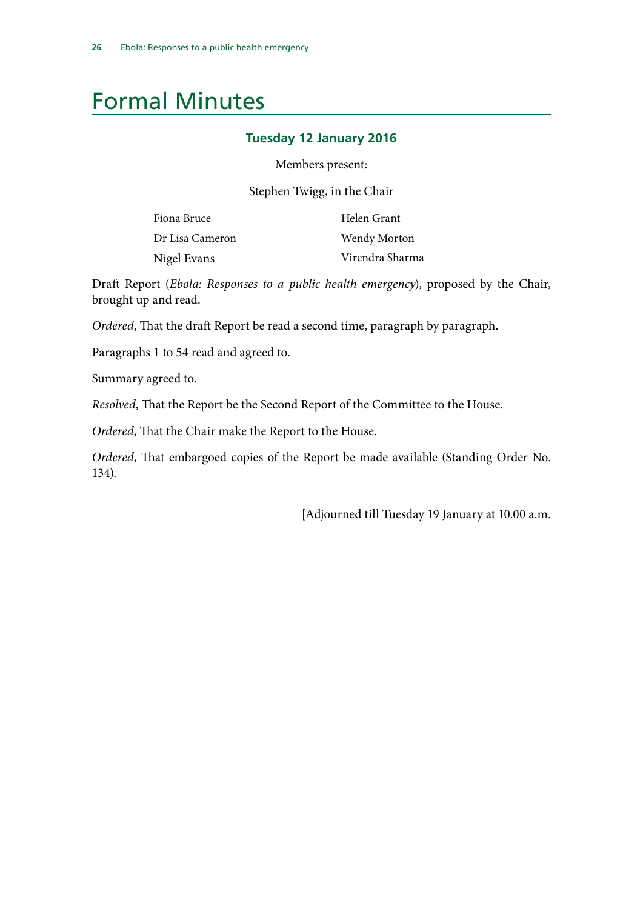# Formal Minutes

## Tuesday 12 January 2016

Members present:

Stephen Twigg, in the Chair

| | |
|---|---|
| Fiona Bruce | Helen Grant |
| Dr Lisa Cameron | Wendy Morton |
| Nigel Evans | Virendra Sharma |

Draft Report (*Ebola: Responses to a public health emergency*), proposed by the Chair, brought up and read.

*Ordered*, That the draft Report be read a second time, paragraph by paragraph.

Paragraphs 1 to 54 read and agreed to.

Summary agreed to.

*Resolved*, That the Report be the Second Report of the Committee to the House.

*Ordered*, That the Chair make the Report to the House.

*Ordered*, That embargoed copies of the Report be made available (Standing Order No. 134).

[Adjourned till Tuesday 19 January at 10.00 a.m.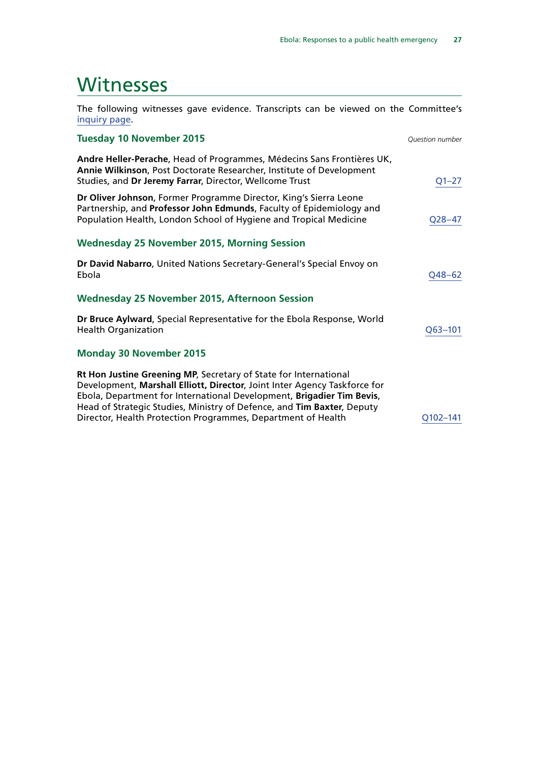# Witnesses

The following witnesses gave evidence. Transcripts can be viewed on the Committee's inquiry page.

### Tuesday 10 November 2015

*Question number*

**Andre Heller-Perache**, Head of Programmes, Médecins Sans Frontières UK, **Annie Wilkinson**, Post Doctorate Researcher, Institute of Development Studies, and **Dr Jeremy Farrar**, Director, Wellcome Trust — Q1–27

**Dr Oliver Johnson**, Former Programme Director, King's Sierra Leone Partnership, and **Professor John Edmunds**, Faculty of Epidemiology and Population Health, London School of Hygiene and Tropical Medicine — Q28–47

### Wednesday 25 November 2015, Morning Session

**Dr David Nabarro**, United Nations Secretary-General's Special Envoy on Ebola — Q48–62

### Wednesday 25 November 2015, Afternoon Session

**Dr Bruce Aylward**, Special Representative for the Ebola Response, World Health Organization — Q63–101

### Monday 30 November 2015

**Rt Hon Justine Greening MP**, Secretary of State for International Development, **Marshall Elliott, Director**, Joint Inter Agency Taskforce for Ebola, Department for International Development, **Brigadier Tim Bevis**, Head of Strategic Studies, Ministry of Defence, and **Tim Baxter**, Deputy Director, Health Protection Programmes, Department of Health — Q102–141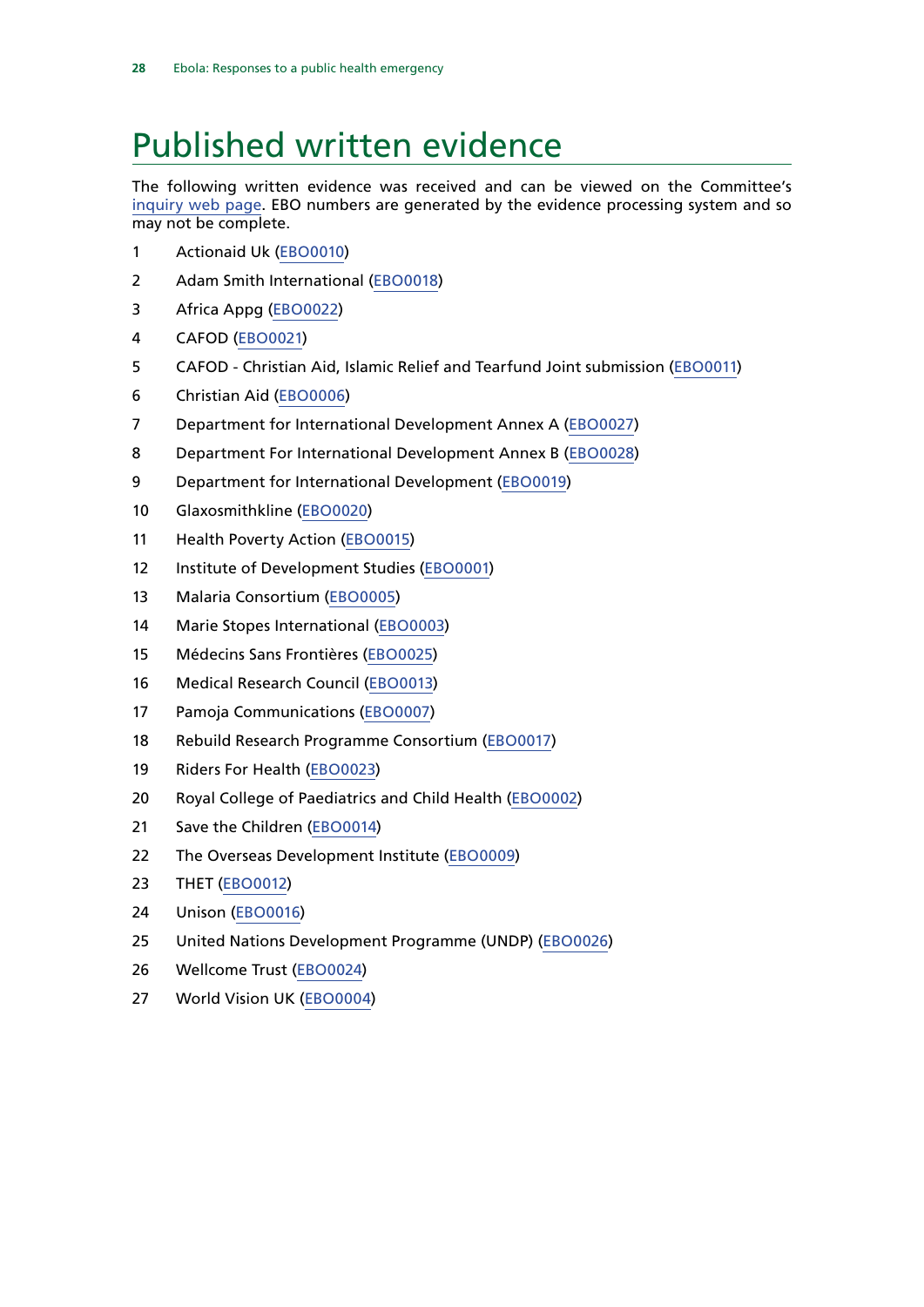# Published written evidence

The following written evidence was received and can be viewed on the Committee's inquiry web page. EBO numbers are generated by the evidence processing system and so may not be complete.

1. Actionaid Uk (EBO0010)
2. Adam Smith International (EBO0018)
3. Africa Appg (EBO0022)
4. CAFOD (EBO0021)
5. CAFOD - Christian Aid, Islamic Relief and Tearfund Joint submission (EBO0011)
6. Christian Aid (EBO0006)
7. Department for International Development Annex A (EBO0027)
8. Department For International Development Annex B (EBO0028)
9. Department for International Development (EBO0019)
10. Glaxosmithkline (EBO0020)
11. Health Poverty Action (EBO0015)
12. Institute of Development Studies (EBO0001)
13. Malaria Consortium (EBO0005)
14. Marie Stopes International (EBO0003)
15. Médecins Sans Frontières (EBO0025)
16. Medical Research Council (EBO0013)
17. Pamoja Communications (EBO0007)
18. Rebuild Research Programme Consortium (EBO0017)
19. Riders For Health (EBO0023)
20. Royal College of Paediatrics and Child Health (EBO0002)
21. Save the Children (EBO0014)
22. The Overseas Development Institute (EBO0009)
23. THET (EBO0012)
24. Unison (EBO0016)
25. United Nations Development Programme (UNDP) (EBO0026)
26. Wellcome Trust (EBO0024)
27. World Vision UK (EBO0004)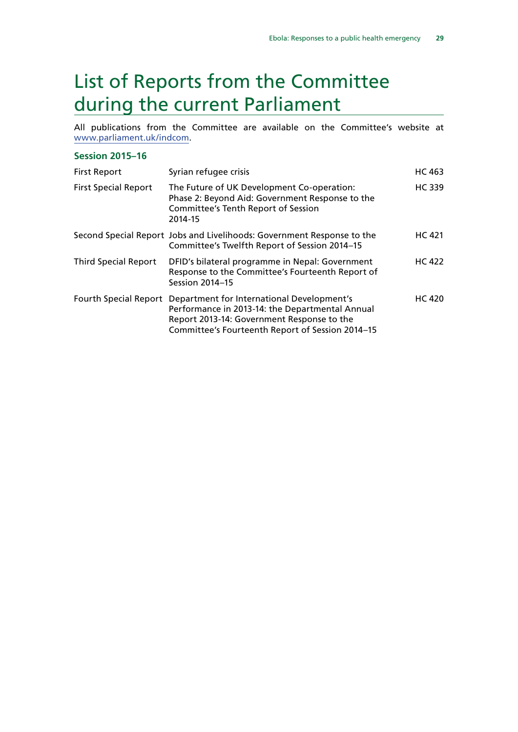# List of Reports from the Committee during the current Parliament

All publications from the Committee are available on the Committee's website at www.parliament.uk/indcom.

### Session 2015–16

| | | |
|---|---|---|
| First Report | Syrian refugee crisis | HC 463 |
| First Special Report | The Future of UK Development Co-operation: Phase 2: Beyond Aid: Government Response to the Committee's Tenth Report of Session 2014-15 | HC 339 |
| Second Special Report | Jobs and Livelihoods: Government Response to the Committee's Twelfth Report of Session 2014–15 | HC 421 |
| Third Special Report | DFID's bilateral programme in Nepal: Government Response to the Committee's Fourteenth Report of Session 2014–15 | HC 422 |
| Fourth Special Report | Department for International Development's Performance in 2013-14: the Departmental Annual Report 2013-14: Government Response to the Committee's Fourteenth Report of Session 2014–15 | HC 420 |